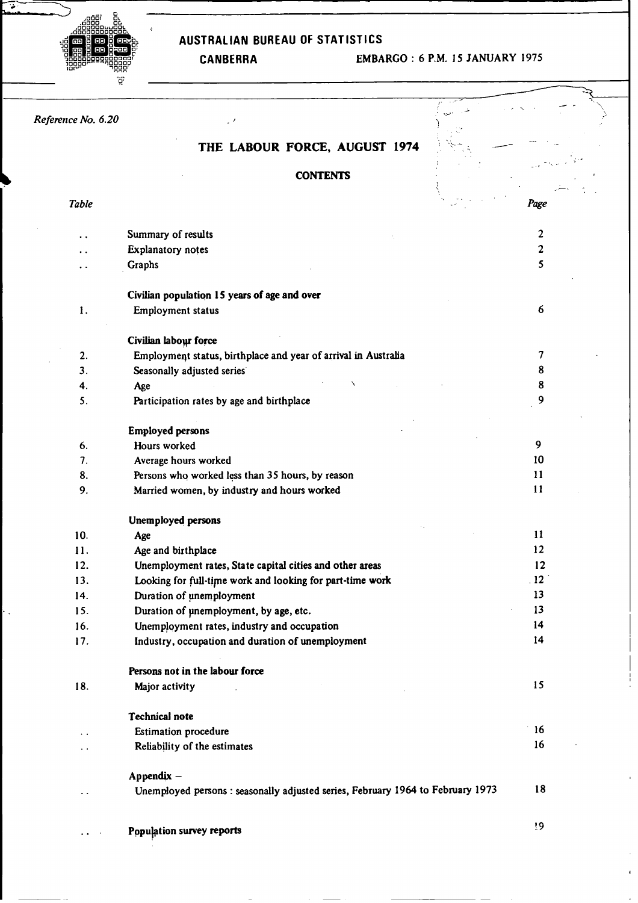AUSTRALIAN BUREAU OF STATISTICS

CANBERRA EMBARGO : 6 P.M. 15 JANUARY 1975

*Reference No. 6.20*

# THE LABOUR FORCE, AUGUST 1974

## CONTENTS

| *Table* | | *Page* |
|---|---|---|
| . . | Summary of results | 2 |
| . . | Explanatory notes | 2 |
| . . | Graphs | 5 |
| | **Civilian population 15 years of age and over** | |
| 1. | Employment status | 6 |
| | **Civilian labour force** | |
| 2. | Employment status, birthplace and year of arrival in Australia | 7 |
| 3. | Seasonally adjusted series | 8 |
| 4. | Age | 8 |
| 5. | Participation rates by age and birthplace | 9 |
| | **Employed persons** | |
| 6. | Hours worked | 9 |
| 7. | Average hours worked | 10 |
| 8. | Persons who worked less than 35 hours, by reason | 11 |
| 9. | Married women, by industry and hours worked | 11 |
| | **Unemployed persons** | |
| 10. | Age | 11 |
| 11. | Age and birthplace | 12 |
| 12. | Unemployment rates, State capital cities and other areas | 12 |
| 13. | Looking for full-time work and looking for part-time work | 12 |
| 14. | Duration of unemployment | 13 |
| 15. | Duration of unemployment, by age, etc. | 13 |
| 16. | Unemployment rates, industry and occupation | 14 |
| 17. | Industry, occupation and duration of unemployment | 14 |
| | **Persons not in the labour force** | |
| 18. | Major activity | 15 |
| | **Technical note** | |
| . . | Estimation procedure | 16 |
| . . | Reliability of the estimates | 16 |
| | **Appendix –** | |
| . . | Unemployed persons : seasonally adjusted series, February 1964 to February 1973 | 18 |
| . . | **Population survey reports** | 19 |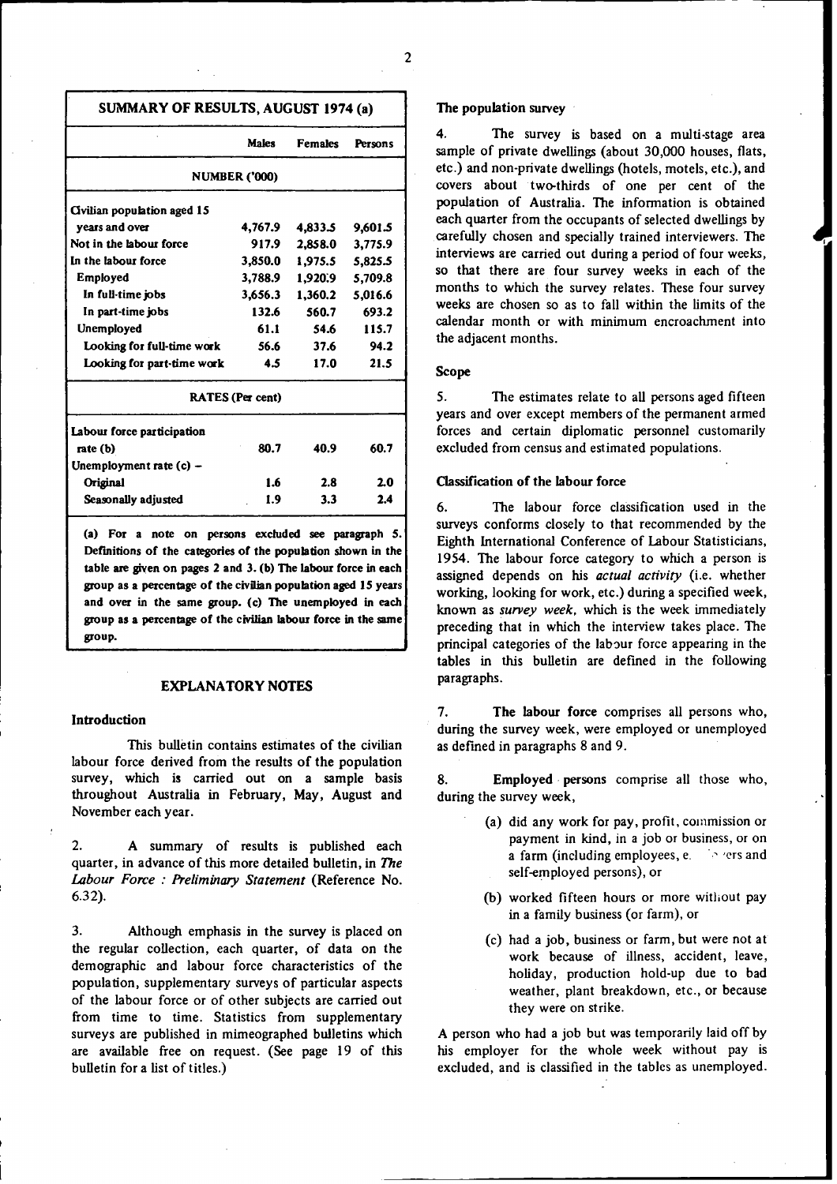## SUMMARY OF RESULTS, AUGUST 1974 (a)

| | Males | Females | Persons |
|---|---|---|---|
| **NUMBER ('000)** | | | |
| Civilian population aged 15 years and over | 4,767.9 | 4,833.5 | 9,601.5 |
| Not in the labour force | 917.9 | 2,858.0 | 3,775.9 |
| In the labour force | 3,850.0 | 1,975.5 | 5,825.5 |
| Employed | 3,788.9 | 1,920.9 | 5,709.8 |
| In full-time jobs | 3,656.3 | 1,360.2 | 5,016.6 |
| In part-time jobs | 132.6 | 560.7 | 693.2 |
| Unemployed | 61.1 | 54.6 | 115.7 |
| Looking for full-time work | 56.6 | 37.6 | 94.2 |
| Looking for part-time work | 4.5 | 17.0 | 21.5 |
| **RATES (Per cent)** | | | |
| Labour force participation rate (b) | 80.7 | 40.9 | 60.7 |
| Unemployment rate (c) – | | | |
| Original | 1.6 | 2.8 | 2.0 |
| Seasonally adjusted | 1.9 | 3.3 | 2.4 |

(a) For a note on persons excluded see paragraph 5. Definitions of the categories of the population shown in the table are given on pages 2 and 3. (b) The labour force in each group as a percentage of the civilian population aged 15 years and over in the same group. (c) The unemployed in each group as a percentage of the civilian labour force in the same group.

## EXPLANATORY NOTES

### Introduction

This bulletin contains estimates of the civilian labour force derived from the results of the population survey, which is carried out on a sample basis throughout Australia in February, May, August and November each year.

2. A summary of results is published each quarter, in advance of this more detailed bulletin, in *The Labour Force : Preliminary Statement* (Reference No. 6.32).

3. Although emphasis in the survey is placed on the regular collection, each quarter, of data on the demographic and labour force characteristics of the population, supplementary surveys of particular aspects of the labour force or of other subjects are carried out from time to time. Statistics from supplementary surveys are published in mimeographed bulletins which are available free on request. (See page 19 of this bulletin for a list of titles.)

### The population survey

4. The survey is based on a multi-stage area sample of private dwellings (about 30,000 houses, flats, etc.) and non-private dwellings (hotels, motels, etc.), and covers about two-thirds of one per cent of the population of Australia. The information is obtained each quarter from the occupants of selected dwellings by carefully chosen and specially trained interviewers. The interviews are carried out during a period of four weeks, so that there are four survey weeks in each of the months to which the survey relates. These four survey weeks are chosen so as to fall within the limits of the calendar month or with minimum encroachment into the adjacent months.

### Scope

5. The estimates relate to all persons aged fifteen years and over except members of the permanent armed forces and certain diplomatic personnel customarily excluded from census and estimated populations.

### Classification of the labour force

6. The labour force classification used in the surveys conforms closely to that recommended by the Eighth International Conference of Labour Statisticians, 1954. The labour force category to which a person is assigned depends on his *actual activity* (i.e. whether working, looking for work, etc.) during a specified week, known as *survey week*, which is the week immediately preceding that in which the interview takes place. The principal categories of the labour force appearing in the tables in this bulletin are defined in the following paragraphs.

7. **The labour force** comprises all persons who, during the survey week, were employed or unemployed as defined in paragraphs 8 and 9.

8. **Employed persons** comprise all those who, during the survey week,

(a) did any work for pay, profit, commission or payment in kind, in a job or business, or on a farm (including employees, employers and self-employed persons), or

(b) worked fifteen hours or more without pay in a family business (or farm), or

(c) had a job, business or farm, but were not at work because of illness, accident, leave, holiday, production hold-up due to bad weather, plant breakdown, etc., or because they were on strike.

A person who had a job but was temporarily laid off by his employer for the whole week without pay is excluded, and is classified in the tables as unemployed.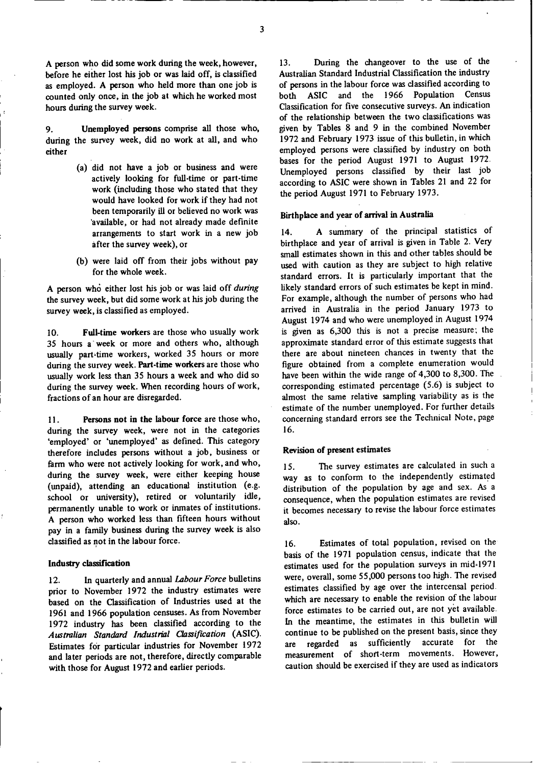A person who did some work during the week, however, before he either lost his job or was laid off, is classified as employed. A person who held more than one job is counted only once, in the job at which he worked most hours during the survey week.

9. **Unemployed persons** comprise all those who, during the survey week, did no work at all, and who either

(a) did not have a job or business and were actively looking for full-time or part-time work (including those who stated that they would have looked for work if they had not been temporarily ill or believed no work was available, or had not already made definite arrangements to start work in a new job after the survey week), or

(b) were laid off from their jobs without pay for the whole week.

A person who either lost his job or was laid off *during* the survey week, but did some work at his job during the survey week, is classified as employed.

10. **Full-time workers** are those who usually work 35 hours a week or more and others who, although usually part-time workers, worked 35 hours or more during the survey week. **Part-time workers** are those who usually work less than 35 hours a week and who did so during the survey week. When recording hours of work, fractions of an hour are disregarded.

11. **Persons not in the labour force** are those who, during the survey week, were not in the categories 'employed' or 'unemployed' as defined. This category therefore includes persons without a job, business or farm who were not actively looking for work, and who, during the survey week, were either keeping house (unpaid), attending an educational institution (e.g. school or university), retired or voluntarily idle, permanently unable to work or inmates of institutions. A person who worked less than fifteen hours without pay in a family business during the survey week is also classified as not in the labour force.

### Industry classification

12. In quarterly and annual *Labour Force* bulletins prior to November 1972 the industry estimates were based on the Classification of Industries used at the 1961 and 1966 population censuses. As from November 1972 industry has been classified according to the *Australian Standard Industrial Classification* (ASIC). Estimates for particular industries for November 1972 and later periods are not, therefore, directly comparable with those for August 1972 and earlier periods.

13. During the changeover to the use of the Australian Standard Industrial Classification the industry of persons in the labour force was classified according to both ASIC and the 1966 Population Census Classification for five consecutive surveys. An indication of the relationship between the two classifications was given by Tables 8 and 9 in the combined November 1972 and February 1973 issue of this bulletin, in which employed persons were classified by industry on both bases for the period August 1971 to August 1972. Unemployed persons classified by their last job according to ASIC were shown in Tables 21 and 22 for the period August 1971 to February 1973.

### Birthplace and year of arrival in Australia

14. A summary of the principal statistics of birthplace and year of arrival is given in Table 2. Very small estimates shown in this and other tables should be used with caution as they are subject to high relative standard errors. It is particularly important that the likely standard errors of such estimates be kept in mind. For example, although the number of persons who had arrived in Australia in the period January 1973 to August 1974 and who were unemployed in August 1974 is given as 6,300 this is not a precise measure; the approximate standard error of this estimate suggests that there are about nineteen chances in twenty that the figure obtained from a complete enumeration would have been within the wide range of 4,300 to 8,300. The corresponding estimated percentage (5.6) is subject to almost the same relative sampling variability as is the estimate of the number unemployed. For further details concerning standard errors see the Technical Note, page 16.

### Revision of present estimates

15. The survey estimates are calculated in such a way as to conform to the independently estimated distribution of the population by age and sex. As a consequence, when the population estimates are revised it becomes necessary to revise the labour force estimates also.

16. Estimates of total population, revised on the basis of the 1971 population census, indicate that the estimates used for the population surveys in mid-1971 were, overall, some 55,000 persons too high. The revised estimates classified by age over the intercensal period which are necessary to enable the revision of the labour force estimates to be carried out, are not yet available. In the meantime, the estimates in this bulletin will continue to be published on the present basis, since they are regarded as sufficiently accurate for the measurement of short-term movements. However, caution should be exercised if they are used as indicators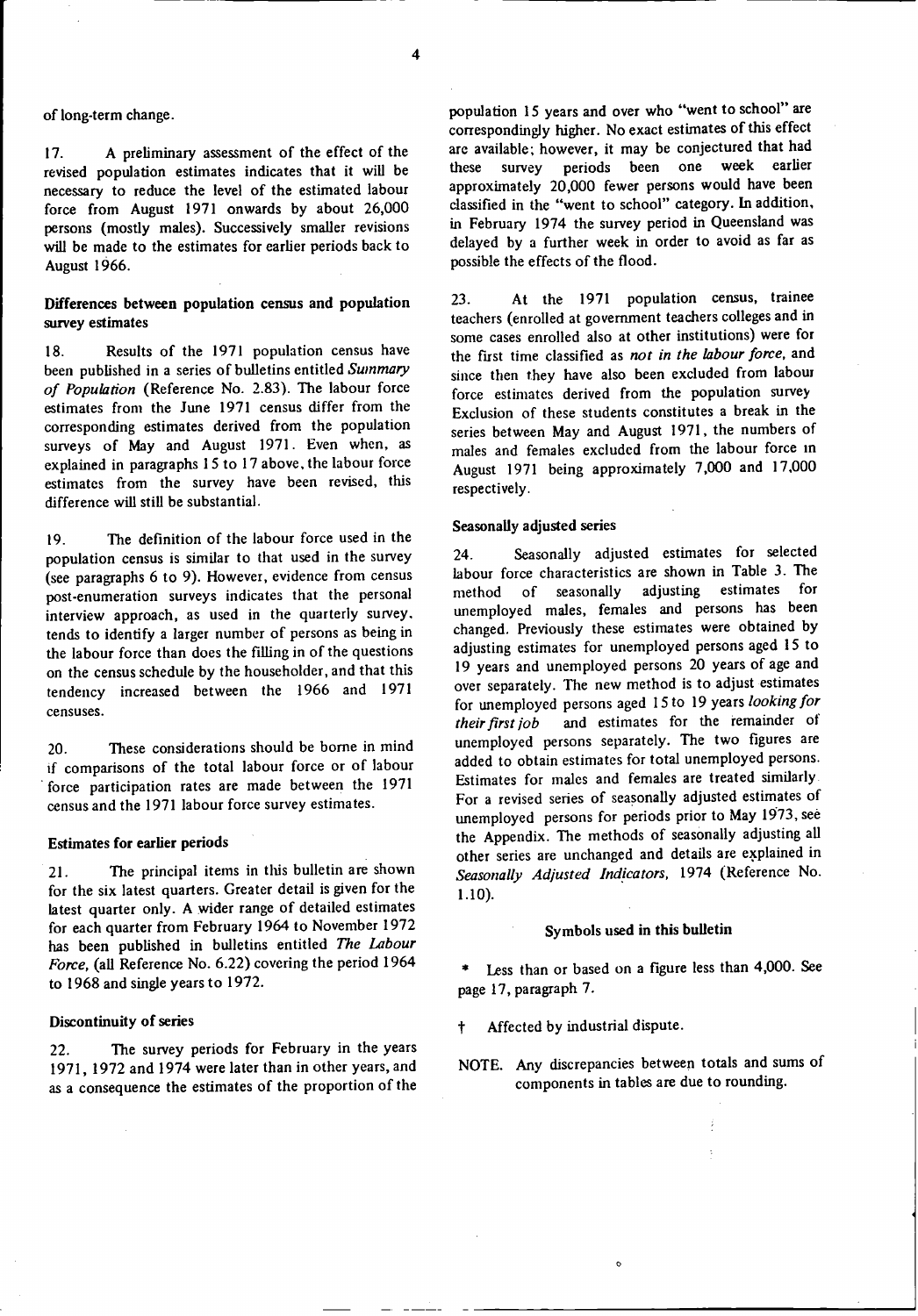of long-term change.

17. A preliminary assessment of the effect of the revised population estimates indicates that it will be necessary to reduce the level of the estimated labour force from August 1971 onwards by about 26,000 persons (mostly males). Successively smaller revisions will be made to the estimates for earlier periods back to August 1966.

### Differences between population census and population survey estimates

18. Results of the 1971 population census have been published in a series of bulletins entitled *Summary of Population* (Reference No. 2.83). The labour force estimates from the June 1971 census differ from the corresponding estimates derived from the population surveys of May and August 1971. Even when, as explained in paragraphs 15 to 17 above, the labour force estimates from the survey have been revised, this difference will still be substantial.

19. The definition of the labour force used in the population census is similar to that used in the survey (see paragraphs 6 to 9). However, evidence from census post-enumeration surveys indicates that the personal interview approach, as used in the quarterly survey, tends to identify a larger number of persons as being in the labour force than does the filling in of the questions on the census schedule by the householder, and that this tendency increased between the 1966 and 1971 censuses.

20. These considerations should be borne in mind if comparisons of the total labour force or of labour force participation rates are made between the 1971 census and the 1971 labour force survey estimates.

### Estimates for earlier periods

21. The principal items in this bulletin are shown for the six latest quarters. Greater detail is given for the latest quarter only. A wider range of detailed estimates for each quarter from February 1964 to November 1972 has been published in bulletins entitled *The Labour Force*, (all Reference No. 6.22) covering the period 1964 to 1968 and single years to 1972.

### Discontinuity of series

22. The survey periods for February in the years 1971, 1972 and 1974 were later than in other years, and as a consequence the estimates of the proportion of the population 15 years and over who "went to school" are correspondingly higher. No exact estimates of this effect are available; however, it may be conjectured that had these survey periods been one week earlier approximately 20,000 fewer persons would have been classified in the "went to school" category. In addition, in February 1974 the survey period in Queensland was delayed by a further week in order to avoid as far as possible the effects of the flood.

23. At the 1971 population census, trainee teachers (enrolled at government teachers colleges and in some cases enrolled also at other institutions) were for the first time classified as *not in the labour force*, and since then they have also been excluded from labour force estimates derived from the population survey. Exclusion of these students constitutes a break in the series between May and August 1971, the numbers of males and females excluded from the labour force in August 1971 being approximately 7,000 and 17,000 respectively.

### Seasonally adjusted series

24. Seasonally adjusted estimates for selected labour force characteristics are shown in Table 3. The method of seasonally adjusting estimates for unemployed males, females and persons has been changed. Previously these estimates were obtained by adjusting estimates for unemployed persons aged 15 to 19 years and unemployed persons 20 years of age and over separately. The new method is to adjust estimates for unemployed persons aged 15 to 19 years *looking for their first job* and estimates for the remainder of unemployed persons separately. The two figures are added to obtain estimates for total unemployed persons. Estimates for males and females are treated similarly. For a revised series of seasonally adjusted estimates of unemployed persons for periods prior to May 1973, see the Appendix. The methods of seasonally adjusting all other series are unchanged and details are explained in *Seasonally Adjusted Indicators*, 1974 (Reference No. 1.10).

### Symbols used in this bulletin

\* Less than or based on a figure less than 4,000. See page 17, paragraph 7.

† Affected by industrial dispute.

NOTE. Any discrepancies between totals and sums of components in tables are due to rounding.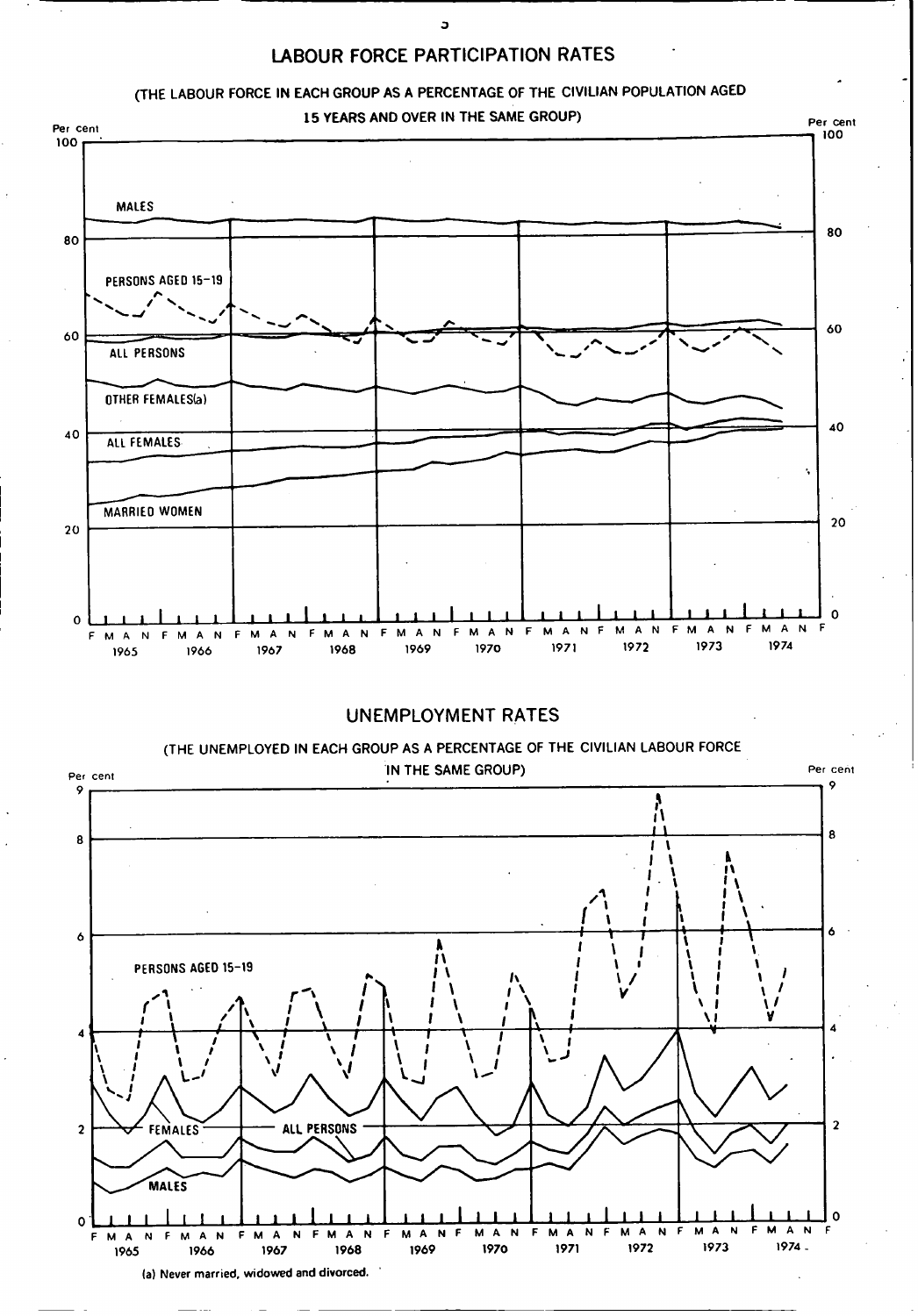## LABOUR FORCE PARTICIPATION RATES

(THE LABOUR FORCE IN EACH GROUP AS A PERCENTAGE OF THE CIVILIAN POPULATION AGED 15 YEARS AND OVER IN THE SAME GROUP)

## UNEMPLOYMENT RATES

(THE UNEMPLOYED IN EACH GROUP AS A PERCENTAGE OF THE CIVILIAN LABOUR FORCE IN THE SAME GROUP)

(a) Never married, widowed and divorced.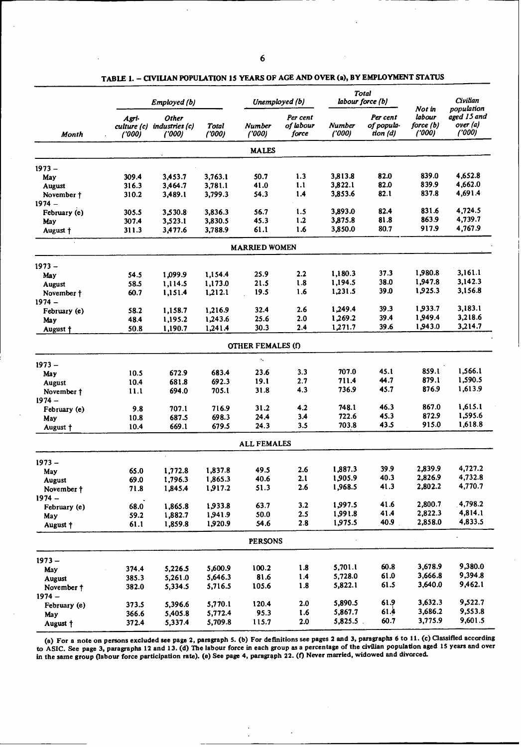## TABLE 1. – CIVILIAN POPULATION 15 YEARS OF AGE AND OVER (a), BY EMPLOYMENT STATUS

| Month | Employed (b) | | | Unemployed (b) | | Total labour force (b) | | Not in labour force (b) ('000) | Civilian population aged 15 and over (a) ('000) |
|---|---|---|---|---|---|---|---|---|---|
| | Agri-culture (c) ('000) | Other industries (c) ('000) | Total ('000) | Number ('000) | Per cent of labour force | Number ('000) | Per cent of popula-tion (d) | | |
| **MALES** | | | | | | | | | |
| 1973 – | | | | | | | | | |
| May | 309.4 | 3,453.7 | 3,763.1 | 50.7 | 1.3 | 3,813.8 | 82.0 | 839.0 | 4,652.8 |
| August | 316.3 | 3,464.7 | 3,781.1 | 41.0 | 1.1 | 3,822.1 | 82.0 | 839.9 | 4,662.0 |
| November † | 310.2 | 3,489.1 | 3,799.3 | 54.3 | 1.4 | 3,853.6 | 82.1 | 837.8 | 4,691.4 |
| 1974 – | | | | | | | | | |
| February (e) | 305.5 | 3,530.8 | 3,836.3 | 56.7 | 1.5 | 3,893.0 | 82.4 | 831.6 | 4,724.5 |
| May | 307.4 | 3,523.1 | 3,830.5 | 45.3 | 1.2 | 3,875.8 | 81.8 | 863.9 | 4,739.7 |
| August † | 311.3 | 3,477.6 | 3,788.9 | 61.1 | 1.6 | 3,850.0 | 80.7 | 917.9 | 4,767.9 |
| **MARRIED WOMEN** | | | | | | | | | |
| 1973 – | | | | | | | | | |
| May | 54.5 | 1,099.9 | 1,154.4 | 25.9 | 2.2 | 1,180.3 | 37.3 | 1,980.8 | 3,161.1 |
| August | 58.5 | 1,114.5 | 1,173.0 | 21.5 | 1.8 | 1,194.5 | 38.0 | 1,947.8 | 3,142.3 |
| November † | 60.7 | 1,151.4 | 1,212.1 | 19.5 | 1.6 | 1,231.5 | 39.0 | 1,925.3 | 3,156.8 |
| 1974 – | | | | | | | | | |
| February (e) | 58.2 | 1,158.7 | 1,216.9 | 32.4 | 2.6 | 1,249.4 | 39.3 | 1,933.7 | 3,183.1 |
| May | 48.4 | 1,195.2 | 1,243.6 | 25.6 | 2.0 | 1,269.2 | 39.4 | 1,949.4 | 3,218.6 |
| August † | 50.8 | 1,190.7 | 1,241.4 | 30.3 | 2.4 | 1,271.7 | 39.6 | 1,943.0 | 3,214.7 |
| **OTHER FEMALES (f)** | | | | | | | | | |
| 1973 – | | | | | | | | | |
| May | 10.5 | 672.9 | 683.4 | 23.6 | 3.3 | 707.0 | 45.1 | 859.1 | 1,566.1 |
| August | 10.4 | 681.8 | 692.3 | 19.1 | 2.7 | 711.4 | 44.7 | 879.1 | 1,590.5 |
| November † | 11.1 | 694.0 | 705.1 | 31.8 | 4.3 | 736.9 | 45.7 | 876.9 | 1,613.9 |
| 1974 – | | | | | | | | | |
| February (e) | 9.8 | 707.1 | 716.9 | 31.2 | 4.2 | 748.1 | 46.3 | 867.0 | 1,615.1 |
| May | 10.8 | 687.5 | 698.3 | 24.4 | 3.4 | 722.6 | 45.3 | 872.9 | 1,595.6 |
| August † | 10.4 | 669.1 | 679.5 | 24.3 | 3.5 | 703.8 | 43.5 | 915.0 | 1,618.8 |
| **ALL FEMALES** | | | | | | | | | |
| 1973 – | | | | | | | | | |
| May | 65.0 | 1,772.8 | 1,837.8 | 49.5 | 2.6 | 1,887.3 | 39.9 | 2,839.9 | 4,727.2 |
| August | 69.0 | 1,796.3 | 1,865.3 | 40.6 | 2.1 | 1,905.9 | 40.3 | 2,826.9 | 4,732.8 |
| November † | 71.8 | 1,845.4 | 1,917.2 | 51.3 | 2.6 | 1,968.5 | 41.3 | 2,802.2 | 4,770.7 |
| 1974 – | | | | | | | | | |
| February (e) | 68.0 | 1,865.8 | 1,933.8 | 63.7 | 3.2 | 1,997.5 | 41.6 | 2,800.7 | 4,798.2 |
| May | 59.2 | 1,882.7 | 1,941.9 | 50.0 | 2.5 | 1,991.8 | 41.4 | 2,822.3 | 4,814.1 |
| August † | 61.1 | 1,859.8 | 1,920.9 | 54.6 | 2.8 | 1,975.5 | 40.9 | 2,858.0 | 4,833.5 |
| **PERSONS** | | | | | | | | | |
| 1973 – | | | | | | | | | |
| May | 374.4 | 5,226.5 | 5,600.9 | 100.2 | 1.8 | 5,701.1 | 60.8 | 3,678.9 | 9,380.0 |
| August | 385.3 | 5,261.0 | 5,646.3 | 81.6 | 1.4 | 5,728.0 | 61.0 | 3,666.8 | 9,394.8 |
| November † | 382.0 | 5,334.5 | 5,716.5 | 105.6 | 1.8 | 5,822.1 | 61.5 | 3,640.0 | 9,462.1 |
| 1974 – | | | | | | | | | |
| February (e) | 373.5 | 5,396.6 | 5,770.1 | 120.4 | 2.0 | 5,890.5 | 61.9 | 3,632.3 | 9,522.7 |
| May | 366.6 | 5,405.8 | 5,772.4 | 95.3 | 1.6 | 5,867.7 | 61.4 | 3,686.2 | 9,553.8 |
| August † | 372.4 | 5,337.4 | 5,709.8 | 115.7 | 2.0 | 5,825.5 | 60.7 | 3,775.9 | 9,601.5 |

(a) For a note on persons excluded see page 2, paragraph 5. (b) For definitions see pages 2 and 3, paragraphs 6 to 11. (c) Classified according to ASIC. See page 3, paragraphs 12 and 13. (d) The labour force in each group as a percentage of the civilian population aged 15 years and over in the same group (labour force participation rate). (e) See page 4, paragraph 22. (f) Never married, widowed and divorced.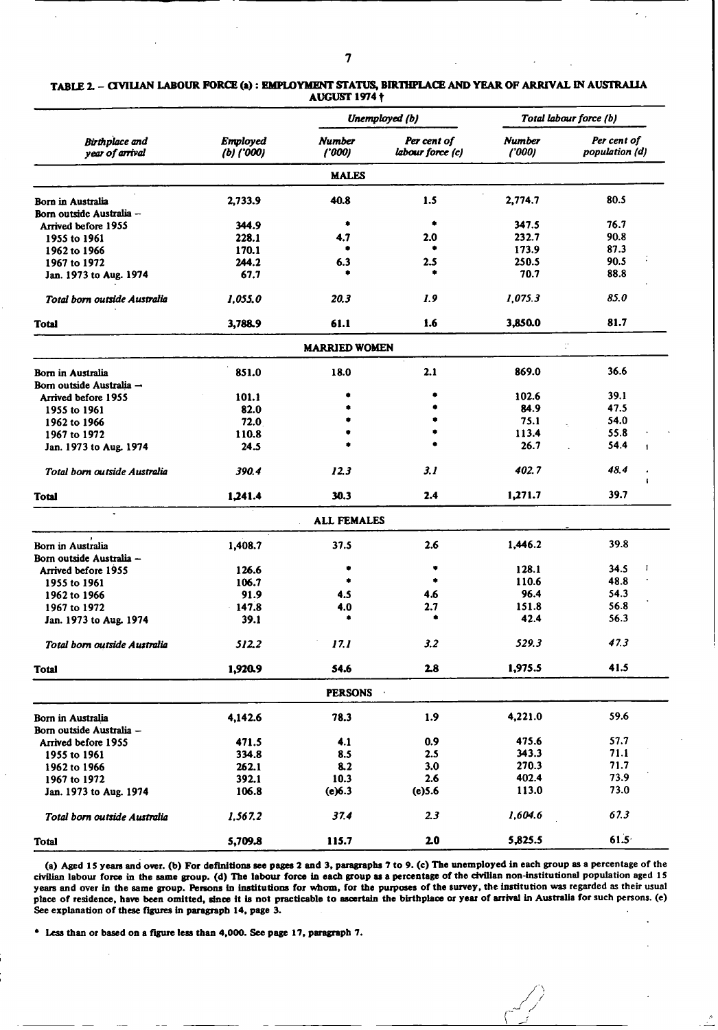**TABLE 2. – CIVILIAN LABOUR FORCE (a) : EMPLOYMENT STATUS, BIRTHPLACE AND YEAR OF ARRIVAL IN AUSTRALIA AUGUST 1974 †**

| *Birthplace and year of arrival* | *Employed (b) ('000)* | *Unemployed (b)* | | *Total labour force (b)* | |
|---|---|---|---|---|---|
| | | *Number ('000)* | *Per cent of labour force (c)* | *Number ('000)* | *Per cent of population (d)* |
| | | **MALES** | | | |
| Born in Australia | 2,733.9 | 40.8 | 1.5 | 2,774.7 | 80.5 |
| Born outside Australia – | | | | | |
| Arrived before 1955 | 344.9 | * | * | 347.5 | 76.7 |
| 1955 to 1961 | 228.1 | 4.7 | 2.0 | 232.7 | 90.8 |
| 1962 to 1966 | 170.1 | * | * | 173.9 | 87.3 |
| 1967 to 1972 | 244.2 | 6.3 | 2.5 | 250.5 | 90.5 |
| Jan. 1973 to Aug. 1974 | 67.7 | * | * | 70.7 | 88.8 |
| *Total born outside Australia* | *1,055.0* | *20.3* | *1.9* | *1,075.3* | *85.0* |
| **Total** | **3,788.9** | **61.1** | **1.6** | **3,850.0** | **81.7** |
| | | **MARRIED WOMEN** | | | |
| Born in Australia | 851.0 | 18.0 | 2.1 | 869.0 | 36.6 |
| Born outside Australia – | | | | | |
| Arrived before 1955 | 101.1 | * | * | 102.6 | 39.1 |
| 1955 to 1961 | 82.0 | * | * | 84.9 | 47.5 |
| 1962 to 1966 | 72.0 | * | * | 75.1 | 54.0 |
| 1967 to 1972 | 110.8 | * | * | 113.4 | 55.8 |
| Jan. 1973 to Aug. 1974 | 24.5 | * | * | 26.7 | 54.4 |
| *Total born outside Australia* | *390.4* | *12.3* | *3.1* | *402.7* | *48.4* |
| **Total** | **1,241.4** | **30.3** | **2.4** | **1,271.7** | **39.7** |
| | | **ALL FEMALES** | | | |
| Born in Australia | 1,408.7 | 37.5 | 2.6 | 1,446.2 | 39.8 |
| Born outside Australia – | | | | | |
| Arrived before 1955 | 126.6 | * | * | 128.1 | 34.5 |
| 1955 to 1961 | 106.7 | * | * | 110.6 | 48.8 |
| 1962 to 1966 | 91.9 | 4.5 | 4.6 | 96.4 | 54.3 |
| 1967 to 1972 | 147.8 | 4.0 | 2.7 | 151.8 | 56.8 |
| Jan. 1973 to Aug. 1974 | 39.1 | * | * | 42.4 | 56.3 |
| *Total born outside Australia* | *512.2* | *17.1* | *3.2* | *529.3* | *47.3* |
| **Total** | **1,920.9** | **54.6** | **2.8** | **1,975.5** | **41.5** |
| | | **PERSONS** | | | |
| Born in Australia | 4,142.6 | 78.3 | 1.9 | 4,221.0 | 59.6 |
| Born outside Australia – | | | | | |
| Arrived before 1955 | 471.5 | 4.1 | 0.9 | 475.6 | 57.7 |
| 1955 to 1961 | 334.8 | 8.5 | 2.5 | 343.3 | 71.1 |
| 1962 to 1966 | 262.1 | 8.2 | 3.0 | 270.3 | 71.7 |
| 1967 to 1972 | 392.1 | 10.3 | 2.6 | 402.4 | 73.9 |
| Jan. 1973 to Aug. 1974 | 106.8 | (e)6.3 | (e)5.6 | 113.0 | 73.0 |
| *Total born outside Australia* | *1,567.2* | *37.4* | *2.3* | *1,604.6* | *67.3* |
| **Total** | **5,709.8** | **115.7** | **2.0** | **5,825.5** | **61.5** |

(a) Aged 15 years and over. (b) For definitions see pages 2 and 3, paragraphs 7 to 9. (c) The unemployed in each group as a percentage of the civilian labour force in the same group. (d) The labour force in each group as a percentage of the civilian non-institutional population aged 15 years and over in the same group. Persons in institutions for whom, for the purposes of the survey, the institution was regarded as their usual place of residence, have been omitted, since it is not practicable to ascertain the birthplace or year of arrival in Australia for such persons. (e) See explanation of these figures in paragraph 14, page 3.

\* Less than or based on a figure less than 4,000. See page 17, paragraph 7.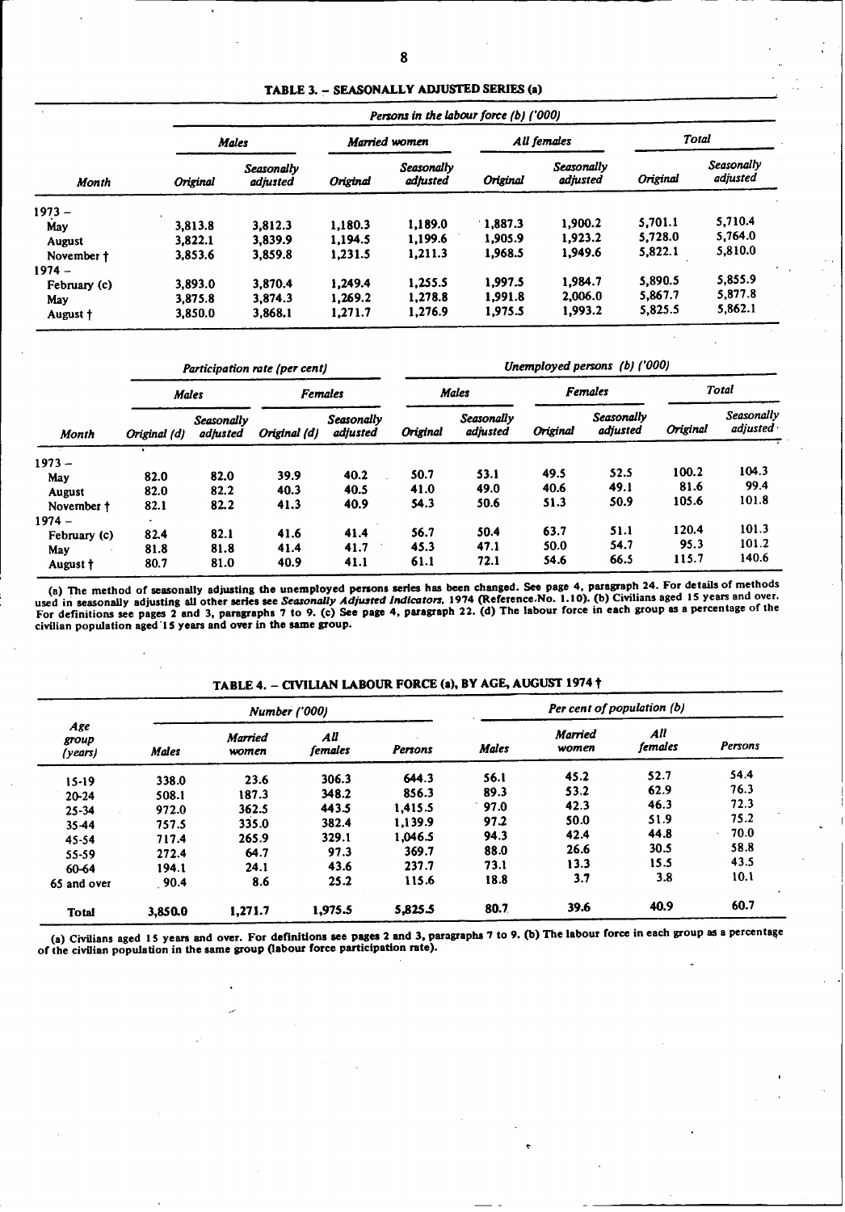## TABLE 3. – SEASONALLY ADJUSTED SERIES (a)

| Month | Persons in the labour force (b) ('000) | | | | | | | |
|---|---|---|---|---|---|---|---|---|
| | Males | | Married women | | All females | | Total | |
| | Original | Seasonally adjusted | Original | Seasonally adjusted | Original | Seasonally adjusted | Original | Seasonally adjusted |
| 1973 – | | | | | | | | |
| May | 3,813.8 | 3,812.3 | 1,180.3 | 1,189.0 | 1,887.3 | 1,900.2 | 5,701.1 | 5,710.4 |
| August | 3,822.1 | 3,839.9 | 1,194.5 | 1,199.6 | 1,905.9 | 1,923.2 | 5,728.0 | 5,764.0 |
| November † | 3,853.6 | 3,859.8 | 1,231.5 | 1,211.3 | 1,968.5 | 1,949.6 | 5,822.1 | 5,810.0 |
| 1974 – | | | | | | | | |
| February (c) | 3,893.0 | 3,870.4 | 1,249.4 | 1,255.5 | 1,997.5 | 1,984.7 | 5,890.5 | 5,855.9 |
| May | 3,875.8 | 3,874.3 | 1,269.2 | 1,278.8 | 1,991.8 | 2,006.0 | 5,867.7 | 5,877.8 |
| August † | 3,850.0 | 3,868.1 | 1,271.7 | 1,276.9 | 1,975.5 | 1,993.2 | 5,825.5 | 5,862.1 |

| Month | Participation rate (per cent) | | | | Unemployed persons (b) ('000) | | | | | |
|---|---|---|---|---|---|---|---|---|---|---|
| | Males | | Females | | Males | | Females | | Total | |
| | Original (d) | Seasonally adjusted | Original (d) | Seasonally adjusted | Original | Seasonally adjusted | Original | Seasonally adjusted | Original | Seasonally adjusted |
| 1973 – | | | | | | | | | | |
| May | 82.0 | 82.0 | 39.9 | 40.2 | 50.7 | 53.1 | 49.5 | 52.5 | 100.2 | 104.3 |
| August | 82.0 | 82.2 | 40.3 | 40.5 | 41.0 | 49.0 | 40.6 | 49.1 | 81.6 | 99.4 |
| November † | 82.1 | 82.2 | 41.3 | 40.9 | 54.3 | 50.6 | 51.3 | 50.9 | 105.6 | 101.8 |
| 1974 – | | | | | | | | | | |
| February (c) | 82.4 | 82.1 | 41.6 | 41.4 | 56.7 | 50.4 | 63.7 | 51.1 | 120.4 | 101.3 |
| May | 81.8 | 81.8 | 41.4 | 41.7 | 45.3 | 47.1 | 50.0 | 54.7 | 95.3 | 101.2 |
| August † | 80.7 | 81.0 | 40.9 | 41.1 | 61.1 | 72.1 | 54.6 | 66.5 | 115.7 | 140.6 |

(a) The method of seasonally adjusting the unemployed persons series has been changed. See page 4, paragraph 24. For details of methods used in seasonally adjusting all other series see *Seasonally Adjusted Indicators*, 1974 (Reference No. 1.10). (b) Civilians aged 15 years and over. For definitions see pages 2 and 3, paragraphs 7 to 9. (c) See page 4, paragraph 22. (d) The labour force in each group as a percentage of the civilian population aged 15 years and over in the same group.

## TABLE 4. – CIVILIAN LABOUR FORCE (a), BY AGE, AUGUST 1974 †

| Age group (years) | Number ('000) | | | | Per cent of population (b) | | | |
|---|---|---|---|---|---|---|---|---|
| | Males | Married women | All females | Persons | Males | Married women | All females | Persons |
| 15-19 | 338.0 | 23.6 | 306.3 | 644.3 | 56.1 | 45.2 | 52.7 | 54.4 |
| 20-24 | 508.1 | 187.3 | 348.2 | 856.3 | 89.3 | 53.2 | 62.9 | 76.3 |
| 25-34 | 972.0 | 362.5 | 443.5 | 1,415.5 | 97.0 | 42.3 | 46.3 | 72.3 |
| 35-44 | 757.5 | 335.0 | 382.4 | 1,139.9 | 97.2 | 50.0 | 51.9 | 75.2 |
| 45-54 | 717.4 | 265.9 | 329.1 | 1,046.5 | 94.3 | 42.4 | 44.8 | 70.0 |
| 55-59 | 272.4 | 64.7 | 97.3 | 369.7 | 88.0 | 26.6 | 30.5 | 58.8 |
| 60-64 | 194.1 | 24.1 | 43.6 | 237.7 | 73.1 | 13.3 | 15.5 | 43.5 |
| 65 and over | 90.4 | 8.6 | 25.2 | 115.6 | 18.8 | 3.7 | 3.8 | 10.1 |
| Total | 3,850.0 | 1,271.7 | 1,975.5 | 5,825.5 | 80.7 | 39.6 | 40.9 | 60.7 |

(a) Civilians aged 15 years and over. For definitions see pages 2 and 3, paragraphs 7 to 9. (b) The labour force in each group as a percentage of the civilian population in the same group (labour force participation rate).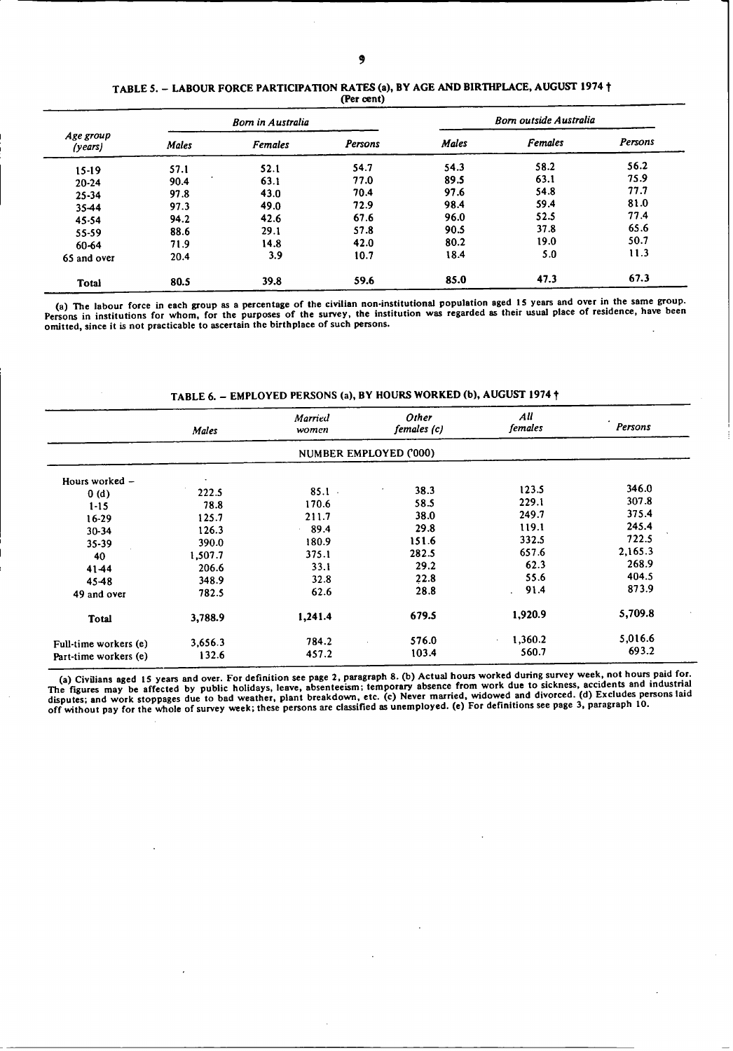## TABLE 5. – LABOUR FORCE PARTICIPATION RATES (a), BY AGE AND BIRTHPLACE, AUGUST 1974 †

(Per cent)

| Age group (years) | Born in Australia | | | Born outside Australia | | |
|---|---|---|---|---|---|---|
| | Males | Females | Persons | Males | Females | Persons |
| 15-19 | 57.1 | 52.1 | 54.7 | 54.3 | 58.2 | 56.2 |
| 20-24 | 90.4 | 63.1 | 77.0 | 89.5 | 63.1 | 75.9 |
| 25-34 | 97.8 | 43.0 | 70.4 | 97.6 | 54.8 | 77.7 |
| 35-44 | 97.3 | 49.0 | 72.9 | 98.4 | 59.4 | 81.0 |
| 45-54 | 94.2 | 42.6 | 67.6 | 96.0 | 52.5 | 77.4 |
| 55-59 | 88.6 | 29.1 | 57.8 | 90.5 | 37.8 | 65.6 |
| 60-64 | 71.9 | 14.8 | 42.0 | 80.2 | 19.0 | 50.7 |
| 65 and over | 20.4 | 3.9 | 10.7 | 18.4 | 5.0 | 11.3 |
| **Total** | **80.5** | **39.8** | **59.6** | **85.0** | **47.3** | **67.3** |

(a) The labour force in each group as a percentage of the civilian non-institutional population aged 15 years and over in the same group. Persons in institutions for whom, for the purposes of the survey, the institution was regarded as their usual place of residence, have been omitted, since it is not practicable to ascertain the birthplace of such persons.

## TABLE 6. – EMPLOYED PERSONS (a), BY HOURS WORKED (b), AUGUST 1974 †

| | Males | Married women | Other females (c) | All females | Persons |
|---|---|---|---|---|---|
| | | | NUMBER EMPLOYED ('000) | | |
| Hours worked – | | | | | |
| 0 (d) | 222.5 | 85.1 | 38.3 | 123.5 | 346.0 |
| 1-15 | 78.8 | 170.6 | 58.5 | 229.1 | 307.8 |
| 16-29 | 125.7 | 211.7 | 38.0 | 249.7 | 375.4 |
| 30-34 | 126.3 | 89.4 | 29.8 | 119.1 | 245.4 |
| 35-39 | 390.0 | 180.9 | 151.6 | 332.5 | 722.5 |
| 40 | 1,507.7 | 375.1 | 282.5 | 657.6 | 2,165.3 |
| 41-44 | 206.6 | 33.1 | 29.2 | 62.3 | 268.9 |
| 45-48 | 348.9 | 32.8 | 22.8 | 55.6 | 404.5 |
| 49 and over | 782.5 | 62.6 | 28.8 | 91.4 | 873.9 |
| **Total** | **3,788.9** | **1,241.4** | **679.5** | **1,920.9** | **5,709.8** |
| Full-time workers (e) | 3,656.3 | 784.2 | 576.0 | 1,360.2 | 5,016.6 |
| Part-time workers (e) | 132.6 | 457.2 | 103.4 | 560.7 | 693.2 |

(a) Civilians aged 15 years and over. For definition see page 2, paragraph 8. (b) Actual hours worked during survey week, not hours paid for. The figures may be affected by public holidays, leave, absenteeism; temporary absence from work due to sickness, accidents and industrial disputes; and work stoppages due to bad weather, plant breakdown, etc. (c) Never married, widowed and divorced. (d) Excludes persons laid off without pay for the whole of survey week; these persons are classified as unemployed. (e) For definitions see page 3, paragraph 10.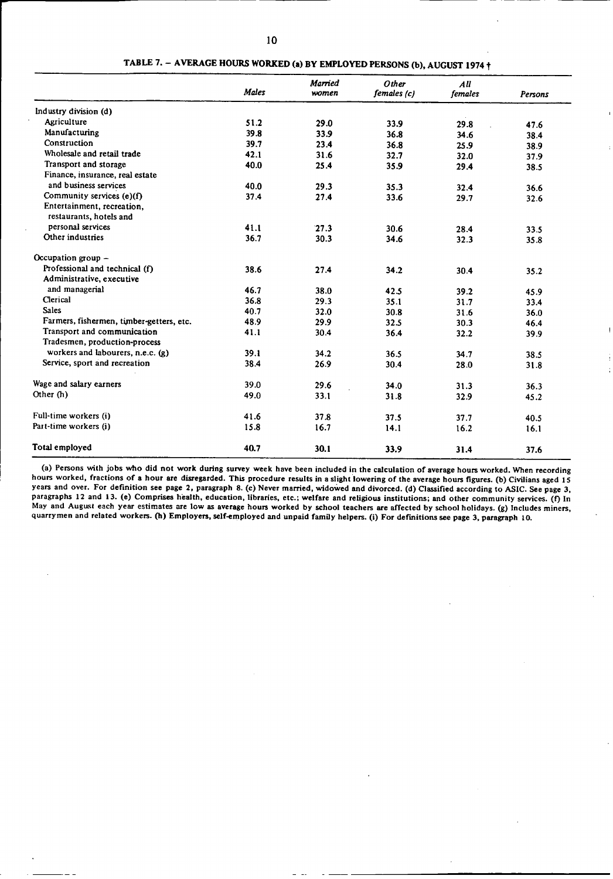## TABLE 7. – AVERAGE HOURS WORKED (a) BY EMPLOYED PERSONS (b), AUGUST 1974 †

| | Males | Married women | Other females (c) | All females | Persons |
|---|---|---|---|---|---|
| Industry division (d) | | | | | |
| Agriculture | 51.2 | 29.0 | 33.9 | 29.8 | 47.6 |
| Manufacturing | 39.8 | 33.9 | 36.8 | 34.6 | 38.4 |
| Construction | 39.7 | 23.4 | 36.8 | 25.9 | 38.9 |
| Wholesale and retail trade | 42.1 | 31.6 | 32.7 | 32.0 | 37.9 |
| Transport and storage | 40.0 | 25.4 | 35.9 | 29.4 | 38.5 |
| Finance, insurance, real estate and business services | 40.0 | 29.3 | 35.3 | 32.4 | 36.6 |
| Community services (e)(f) | 37.4 | 27.4 | 33.6 | 29.7 | 32.6 |
| Entertainment, recreation, restaurants, hotels and personal services | 41.1 | 27.3 | 30.6 | 28.4 | 33.5 |
| Other industries | 36.7 | 30.3 | 34.6 | 32.3 | 35.8 |
| Occupation group – | | | | | |
| Professional and technical (f) | 38.6 | 27.4 | 34.2 | 30.4 | 35.2 |
| Administrative, executive and managerial | 46.7 | 38.0 | 42.5 | 39.2 | 45.9 |
| Clerical | 36.8 | 29.3 | 35.1 | 31.7 | 33.4 |
| Sales | 40.7 | 32.0 | 30.8 | 31.6 | 36.0 |
| Farmers, fishermen, timber-getters, etc. | 48.9 | 29.9 | 32.5 | 30.3 | 46.4 |
| Transport and communication | 41.1 | 30.4 | 36.4 | 32.2 | 39.9 |
| Tradesmen, production-process workers and labourers, n.e.c. (g) | 39.1 | 34.2 | 36.5 | 34.7 | 38.5 |
| Service, sport and recreation | 38.4 | 26.9 | 30.4 | 28.0 | 31.8 |
| Wage and salary earners | 39.0 | 29.6 | 34.0 | 31.3 | 36.3 |
| Other (h) | 49.0 | 33.1 | 31.8 | 32.9 | 45.2 |
| Full-time workers (i) | 41.6 | 37.8 | 37.5 | 37.7 | 40.5 |
| Part-time workers (i) | 15.8 | 16.7 | 14.1 | 16.2 | 16.1 |
| **Total employed** | **40.7** | **30.1** | **33.9** | **31.4** | **37.6** |

(a) Persons with jobs who did not work during survey week have been included in the calculation of average hours worked. When recording hours worked, fractions of a hour are disregarded. This procedure results in a slight lowering of the average hours figures. (b) Civilians aged 15 years and over. For definition see page 2, paragraph 8. (c) Never married, widowed and divorced. (d) Classified according to ASIC. See page 3, paragraphs 12 and 13. (e) Comprises health, education, libraries, etc.; welfare and religious institutions; and other community services. (f) In May and August each year estimates are low as average hours worked by school teachers are affected by school holidays. (g) Includes miners, quarrymen and related workers. (h) Employers, self-employed and unpaid family helpers. (i) For definitions see page 3, paragraph 10.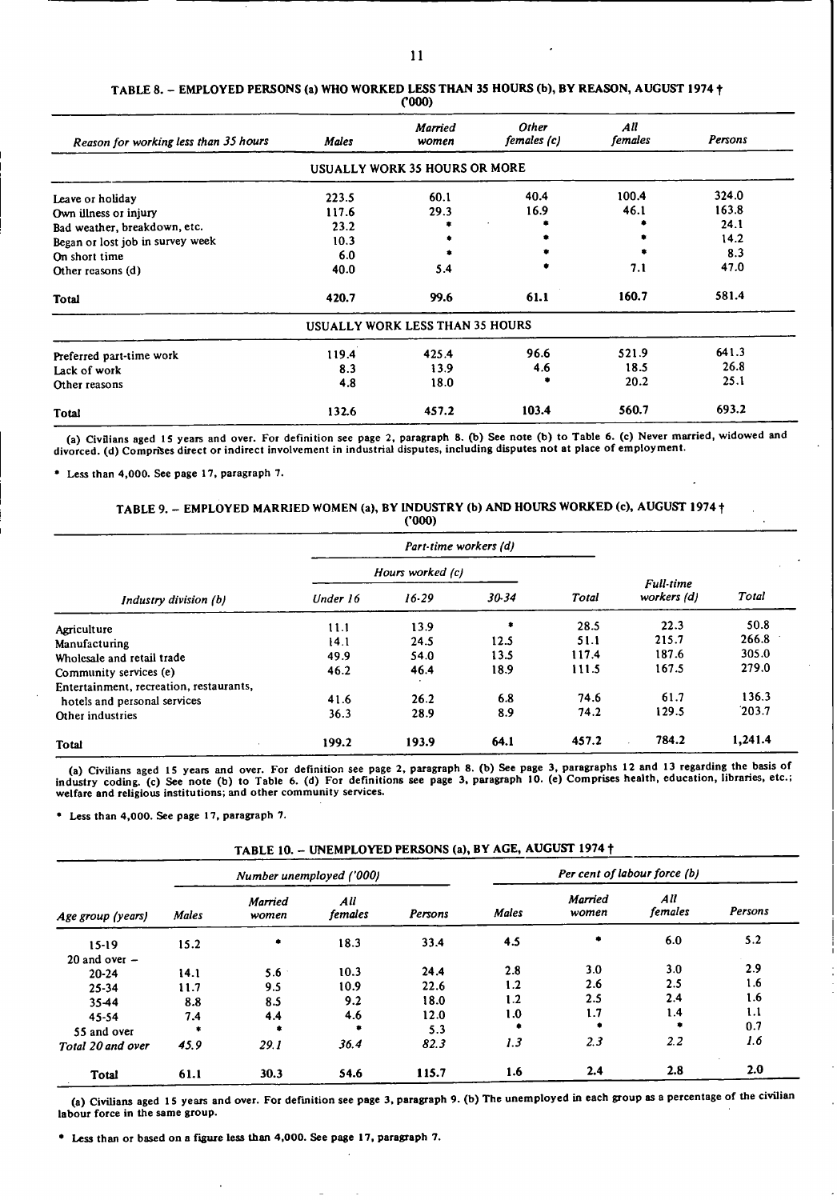## TABLE 8. – EMPLOYED PERSONS (a) WHO WORKED LESS THAN 35 HOURS (b), BY REASON, AUGUST 1974 †

('000)

| Reason for working less than 35 hours | Males | Married women | Other females (c) | All females | Persons |
|---|---|---|---|---|---|
| **USUALLY WORK 35 HOURS OR MORE** | | | | | |
| Leave or holiday | 223.5 | 60.1 | 40.4 | 100.4 | 324.0 |
| Own illness or injury | 117.6 | 29.3 | 16.9 | 46.1 | 163.8 |
| Bad weather, breakdown, etc. | 23.2 | * | * | * | 24.1 |
| Began or lost job in survey week | 10.3 | * | * | * | 14.2 |
| On short time | 6.0 | * | * | * | 8.3 |
| Other reasons (d) | 40.0 | 5.4 | * | 7.1 | 47.0 |
| **Total** | 420.7 | 99.6 | 61.1 | 160.7 | 581.4 |
| **USUALLY WORK LESS THAN 35 HOURS** | | | | | |
| Preferred part-time work | 119.4 | 425.4 | 96.6 | 521.9 | 641.3 |
| Lack of work | 8.3 | 13.9 | 4.6 | 18.5 | 26.8 |
| Other reasons | 4.8 | 18.0 | * | 20.2 | 25.1 |
| **Total** | 132.6 | 457.2 | 103.4 | 560.7 | 693.2 |

(a) Civilians aged 15 years and over. For definition see page 2, paragraph 8. (b) See note (b) to Table 6. (c) Never married, widowed and divorced. (d) Comprises direct or indirect involvement in industrial disputes, including disputes not at place of employment.

* Less than 4,000. See page 17, paragraph 7.

## TABLE 9. – EMPLOYED MARRIED WOMEN (a), BY INDUSTRY (b) AND HOURS WORKED (c), AUGUST 1974 †

('000)

| Industry division (b) | Part-time workers (d) | | | | Full-time workers (d) | Total |
|---|---|---|---|---|---|---|
| | Hours worked (c) | | | Total | | |
| | Under 16 | 16-29 | 30-34 | | | |
| Agriculture | 11.1 | 13.9 | * | 28.5 | 22.3 | 50.8 |
| Manufacturing | 14.1 | 24.5 | 12.5 | 51.1 | 215.7 | 266.8 |
| Wholesale and retail trade | 49.9 | 54.0 | 13.5 | 117.4 | 187.6 | 305.0 |
| Community services (e) | 46.2 | 46.4 | 18.9 | 111.5 | 167.5 | 279.0 |
| Entertainment, recreation, restaurants, hotels and personal services | 41.6 | 26.2 | 6.8 | 74.6 | 61.7 | 136.3 |
| Other industries | 36.3 | 28.9 | 8.9 | 74.2 | 129.5 | 203.7 |
| **Total** | 199.2 | 193.9 | 64.1 | 457.2 | 784.2 | 1,241.4 |

(a) Civilians aged 15 years and over. For definition see page 2, paragraph 8. (b) See page 3, paragraphs 12 and 13 regarding the basis of industry coding. (c) See note (b) to Table 6. (d) For definitions see page 3, paragraph 10. (e) Comprises health, education, libraries, etc.; welfare and religious institutions; and other community services.

* Less than 4,000. See page 17, paragraph 7.

## TABLE 10. – UNEMPLOYED PERSONS (a), BY AGE, AUGUST 1974 †

| Age group (years) | Number unemployed ('000) | | | | Per cent of labour force (b) | | | |
|---|---|---|---|---|---|---|---|---|
| | Males | Married women | All females | Persons | Males | Married women | All females | Persons |
| 15-19 | 15.2 | * | 18.3 | 33.4 | 4.5 | * | 6.0 | 5.2 |
| 20 and over – | | | | | | | | |
| 20-24 | 14.1 | 5.6 | 10.3 | 24.4 | 2.8 | 3.0 | 3.0 | 2.9 |
| 25-34 | 11.7 | 9.5 | 10.9 | 22.6 | 1.2 | 2.6 | 2.5 | 1.6 |
| 35-44 | 8.8 | 8.5 | 9.2 | 18.0 | 1.2 | 2.5 | 2.4 | 1.6 |
| 45-54 | 7.4 | 4.4 | 4.6 | 12.0 | 1.0 | 1.7 | 1.4 | 1.1 |
| 55 and over | * | * | * | 5.3 | * | * | * | 0.7 |
| *Total 20 and over* | *45.9* | *29.1* | *36.4* | *82.3* | *1.3* | *2.3* | *2.2* | *1.6* |
| **Total** | 61.1 | 30.3 | 54.6 | 115.7 | 1.6 | 2.4 | 2.8 | 2.0 |

(a) Civilians aged 15 years and over. For definition see page 3, paragraph 9. (b) The unemployed in each group as a percentage of the civilian labour force in the same group.

* Less than or based on a figure less than 4,000. See page 17, paragraph 7.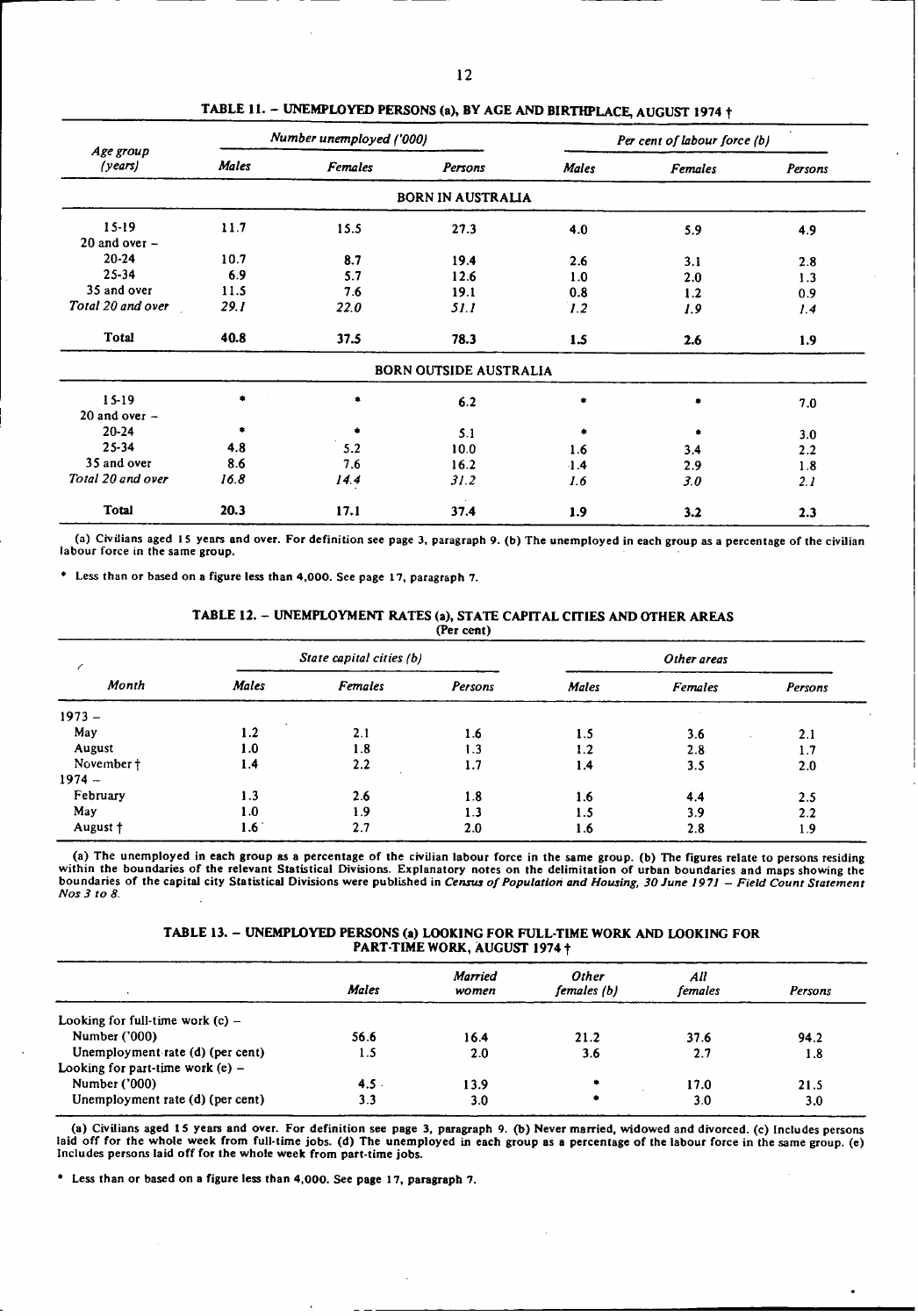## TABLE 11. – UNEMPLOYED PERSONS (a), BY AGE AND BIRTHPLACE, AUGUST 1974 †

| Age group (years) | Number unemployed ('000) | | | Per cent of labour force (b) | | |
|---|---|---|---|---|---|---|
| | *Males* | *Females* | *Persons* | *Males* | *Females* | *Persons* |
| | | | BORN IN AUSTRALIA | | | |
| 15-19 | 11.7 | 15.5 | 27.3 | 4.0 | 5.9 | 4.9 |
| 20 and over – | | | | | | |
| 20-24 | 10.7 | 8.7 | 19.4 | 2.6 | 3.1 | 2.8 |
| 25-34 | 6.9 | 5.7 | 12.6 | 1.0 | 2.0 | 1.3 |
| 35 and over | 11.5 | 7.6 | 19.1 | 0.8 | 1.2 | 0.9 |
| *Total 20 and over* | *29.1* | *22.0* | *51.1* | *1.2* | *1.9* | *1.4* |
| **Total** | **40.8** | **37.5** | **78.3** | **1.5** | **2.6** | **1.9** |
| | | | BORN OUTSIDE AUSTRALIA | | | |
| 15-19 | * | * | 6.2 | * | * | 7.0 |
| 20 and over – | | | | | | |
| 20-24 | * | * | 5.1 | * | * | 3.0 |
| 25-34 | 4.8 | 5.2 | 10.0 | 1.6 | 3.4 | 2.2 |
| 35 and over | 8.6 | 7.6 | 16.2 | 1.4 | 2.9 | 1.8 |
| *Total 20 and over* | *16.8* | *14.4* | *31.2* | *1.6* | *3.0* | *2.1* |
| **Total** | **20.3** | **17.1** | **37.4** | **1.9** | **3.2** | **2.3** |

(a) Civilians aged 15 years and over. For definition see page 3, paragraph 9. (b) The unemployed in each group as a percentage of the civilian labour force in the same group.

* Less than or based on a figure less than 4,000. See page 17, paragraph 7.

## TABLE 12. – UNEMPLOYMENT RATES (a), STATE CAPITAL CITIES AND OTHER AREAS
(Per cent)

| Month | State capital cities (b) | | | Other areas | | |
|---|---|---|---|---|---|---|
| | *Males* | *Females* | *Persons* | *Males* | *Females* | *Persons* |
| 1973 – | | | | | | |
| May | 1.2 | 2.1 | 1.6 | 1.5 | 3.6 | 2.1 |
| August | 1.0 | 1.8 | 1.3 | 1.2 | 2.8 | 1.7 |
| November † | 1.4 | 2.2 | 1.7 | 1.4 | 3.5 | 2.0 |
| 1974 – | | | | | | |
| February | 1.3 | 2.6 | 1.8 | 1.6 | 4.4 | 2.5 |
| May | 1.0 | 1.9 | 1.3 | 1.5 | 3.9 | 2.2 |
| August † | 1.6 | 2.7 | 2.0 | 1.6 | 2.8 | 1.9 |

(a) The unemployed in each group as a percentage of the civilian labour force in the same group. (b) The figures relate to persons residing within the boundaries of the relevant Statistical Divisions. Explanatory notes on the delimitation of urban boundaries and maps showing the boundaries of the capital city Statistical Divisions were published in *Census of Population and Housing, 30 June 1971 – Field Count Statement Nos 3 to 8.*

## TABLE 13. – UNEMPLOYED PERSONS (a) LOOKING FOR FULL-TIME WORK AND LOOKING FOR PART-TIME WORK, AUGUST 1974 †

| | *Males* | *Married women* | *Other females (b)* | *All females* | *Persons* |
|---|---|---|---|---|---|
| Looking for full-time work (c) – | | | | | |
| Number ('000) | 56.6 | 16.4 | 21.2 | 37.6 | 94.2 |
| Unemployment rate (d) (per cent) | 1.5 | 2.0 | 3.6 | 2.7 | 1.8 |
| Looking for part-time work (e) – | | | | | |
| Number ('000) | 4.5 | 13.9 | * | 17.0 | 21.5 |
| Unemployment rate (d) (per cent) | 3.3 | 3.0 | * | 3.0 | 3.0 |

(a) Civilians aged 15 years and over. For definition see page 3, paragraph 9. (b) Never married, widowed and divorced. (c) Includes persons laid off for the whole week from full-time jobs. (d) The unemployed in each group as a percentage of the labour force in the same group. (e) Includes persons laid off for the whole week from part-time jobs.

* Less than or based on a figure less than 4,000. See page 17, paragraph 7.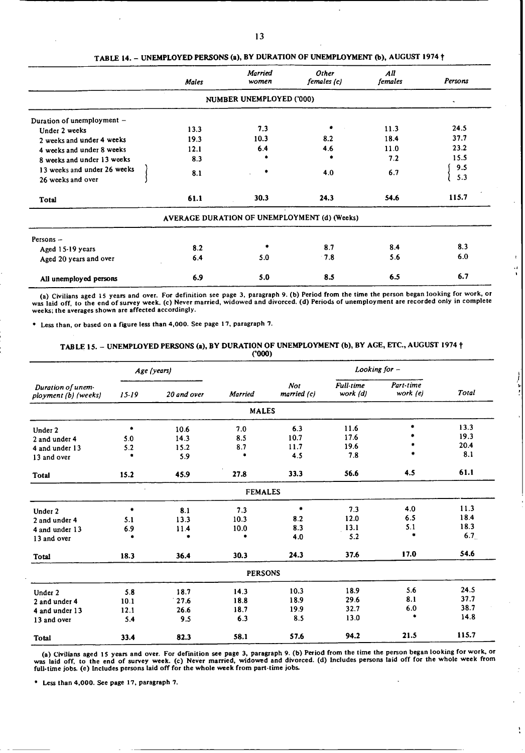## TABLE 14. – UNEMPLOYED PERSONS (a), BY DURATION OF UNEMPLOYMENT (b), AUGUST 1974 †

| | Males | Married women | Other females (c) | All females | Persons |
|---|---|---|---|---|---|
| **NUMBER UNEMPLOYED ('000)** | | | | | |
| Duration of unemployment – | | | | | |
| Under 2 weeks | 13.3 | 7.3 | * | 11.3 | 24.5 |
| 2 weeks and under 4 weeks | 19.3 | 10.3 | 8.2 | 18.4 | 37.7 |
| 4 weeks and under 8 weeks | 12.1 | 6.4 | 4.6 | 11.0 | 23.2 |
| 8 weeks and under 13 weeks | 8.3 | * | * | 7.2 | 15.5 |
| 13 weeks and under 26 weeks | 8.1 | * | 4.0 | 6.7 | 9.5 |
| 26 weeks and over | | | | | 5.3 |
| **Total** | **61.1** | **30.3** | **24.3** | **54.6** | **115.7** |
| **AVERAGE DURATION OF UNEMPLOYMENT (d) (Weeks)** | | | | | |
| Persons – | | | | | |
| Aged 15-19 years | 8.2 | * | 8.7 | 8.4 | 8.3 |
| Aged 20 years and over | 6.4 | 5.0 | 7.8 | 5.6 | 6.0 |
| All unemployed persons | 6.9 | 5.0 | 8.5 | 6.5 | 6.7 |

(a) Civilians aged 15 years and over. For definition see page 3, paragraph 9. (b) Period from the time the person began looking for work, or was laid off, to the end of survey week. (c) Never married, widowed and divorced. (d) Periods of unemployment are recorded only in complete weeks; the averages shown are affected accordingly.

* Less than, or based on a figure less than 4,000. See page 17, paragraph 7.

## TABLE 15. – UNEMPLOYED PERSONS (a), BY DURATION OF UNEMPLOYMENT (b), BY AGE, ETC., AUGUST 1974 †

('000)

| Duration of unemployment (b) (weeks) | Age (years) 15-19 | Age (years) 20 and over | Married | Not married (c) | Looking for – Full-time work (d) | Looking for – Part-time work (e) | Total |
|---|---|---|---|---|---|---|---|
| **MALES** | | | | | | | |
| Under 2 | * | 10.6 | 7.0 | 6.3 | 11.6 | * | 13.3 |
| 2 and under 4 | 5.0 | 14.3 | 8.5 | 10.7 | 17.6 | * | 19.3 |
| 4 and under 13 | 5.2 | 15.2 | 8.7 | 11.7 | 19.6 | * | 20.4 |
| 13 and over | * | 5.9 | * | 4.5 | 7.8 | * | 8.1 |
| **Total** | **15.2** | **45.9** | **27.8** | **33.3** | **56.6** | **4.5** | **61.1** |
| **FEMALES** | | | | | | | |
| Under 2 | * | 8.1 | 7.3 | * | 7.3 | 4.0 | 11.3 |
| 2 and under 4 | 5.1 | 13.3 | 10.3 | 8.2 | 12.0 | 6.5 | 18.4 |
| 4 and under 13 | 6.9 | 11.4 | 10.0 | 8.3 | 13.1 | 5.1 | 18.3 |
| 13 and over | * | * | * | 4.0 | 5.2 | * | 6.7 |
| **Total** | **18.3** | **36.4** | **30.3** | **24.3** | **37.6** | **17.0** | **54.6** |
| **PERSONS** | | | | | | | |
| Under 2 | 5.8 | 18.7 | 14.3 | 10.3 | 18.9 | 5.6 | 24.5 |
| 2 and under 4 | 10.1 | 27.6 | 18.8 | 18.9 | 29.6 | 8.1 | 37.7 |
| 4 and under 13 | 12.1 | 26.6 | 18.7 | 19.9 | 32.7 | 6.0 | 38.7 |
| 13 and over | 5.4 | 9.5 | 6.3 | 8.5 | 13.0 | * | 14.8 |
| **Total** | **33.4** | **82.3** | **58.1** | **57.6** | **94.2** | **21.5** | **115.7** |

(a) Civilians aged 15 years and over. For definition see page 3, paragraph 9. (b) Period from the time the person began looking for work, or was laid off, to the end of survey week. (c) Never married, widowed and divorced. (d) Includes persons laid off for the whole week from full-time jobs. (e) Includes persons laid off for the whole week from part-time jobs.

* Less than 4,000. See page 17, paragraph 7.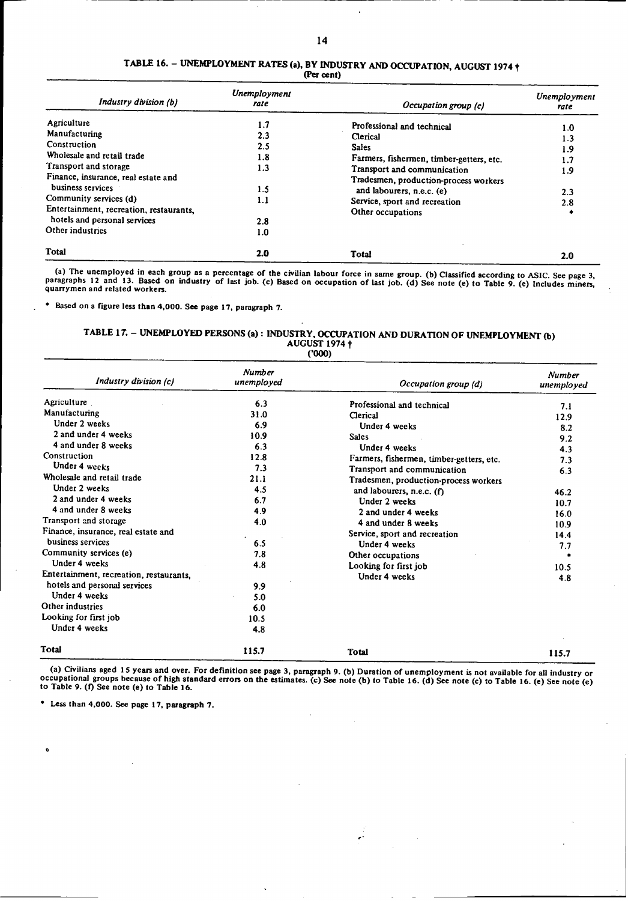## TABLE 16. – UNEMPLOYMENT RATES (a), BY INDUSTRY AND OCCUPATION, AUGUST 1974 †

(Per cent)

| *Industry division (b)* | *Unemployment rate* | *Occupation group (c)* | *Unemployment rate* |
|---|---|---|---|
| Agriculture | 1.7 | Professional and technical | 1.0 |
| Manufacturing | 2.3 | Clerical | 1.3 |
| Construction | 2.5 | Sales | 1.9 |
| Wholesale and retail trade | 1.8 | Farmers, fishermen, timber-getters, etc. | 1.7 |
| Transport and storage | 1.3 | Transport and communication | 1.9 |
| Finance, insurance, real estate and business services | 1.5 | Tradesmen, production-process workers and labourers, n.e.c. (e) | 2.3 |
| Community services (d) | 1.1 | Service, sport and recreation | 2.8 |
| Entertainment, recreation, restaurants, hotels and personal services | 2.8 | Other occupations | * |
| Other industries | 1.0 | | |
| **Total** | **2.0** | **Total** | **2.0** |

(a) The unemployed in each group as a percentage of the civilian labour force in same group. (b) Classified according to ASIC. See page 3, paragraphs 12 and 13. Based on industry of last job. (c) Based on occupation of last job. (d) See note (e) to Table 9. (e) Includes miners, quarrymen and related workers.

\* Based on a figure less than 4,000. See page 17, paragraph 7.

## TABLE 17. – UNEMPLOYED PERSONS (a) : INDUSTRY, OCCUPATION AND DURATION OF UNEMPLOYMENT (b) AUGUST 1974 †

('000)

| *Industry division (c)* | *Number unemployed* | *Occupation group (d)* | *Number unemployed* |
|---|---|---|---|
| Agriculture | 6.3 | Professional and technical | 7.1 |
| Manufacturing | 31.0 | Clerical | 12.9 |
| Under 2 weeks | 6.9 | Under 4 weeks | 8.2 |
| 2 and under 4 weeks | 10.9 | Sales | 9.2 |
| 4 and under 8 weeks | 6.3 | Under 4 weeks | 4.3 |
| Construction | 12.8 | Farmers, fishermen, timber-getters, etc. | 7.3 |
| Under 4 weeks | 7.3 | Transport and communication | 6.3 |
| Wholesale and retail trade | 21.1 | Tradesmen, production-process workers and labourers, n.e.c. (f) | 46.2 |
| Under 2 weeks | 4.5 | Under 2 weeks | 10.7 |
| 2 and under 4 weeks | 6.7 | 2 and under 4 weeks | 16.0 |
| 4 and under 8 weeks | 4.9 | 4 and under 8 weeks | 10.9 |
| Transport and storage | 4.0 | Service, sport and recreation | 14.4 |
| Finance, insurance, real estate and business services | 6.5 | Under 4 weeks | 7.7 |
| Community services (e) | 7.8 | Other occupations | * |
| Under 4 weeks | 4.8 | Looking for first job | 10.5 |
| Entertainment, recreation, restaurants, hotels and personal services | 9.9 | Under 4 weeks | 4.8 |
| Under 4 weeks | 5.0 | | |
| Other industries | 6.0 | | |
| Looking for first job | 10.5 | | |
| Under 4 weeks | 4.8 | | |
| **Total** | **115.7** | **Total** | **115.7** |

(a) Civilians aged 15 years and over. For definition see page 3, paragraph 9. (b) Duration of unemployment is not available for all industry or occupational groups because of high standard errors on the estimates. (c) See note (b) to Table 16. (d) See note (c) to Table 16. (e) See note (e) to Table 9. (f) See note (e) to Table 16.

\* Less than 4,000. See page 17, paragraph 7.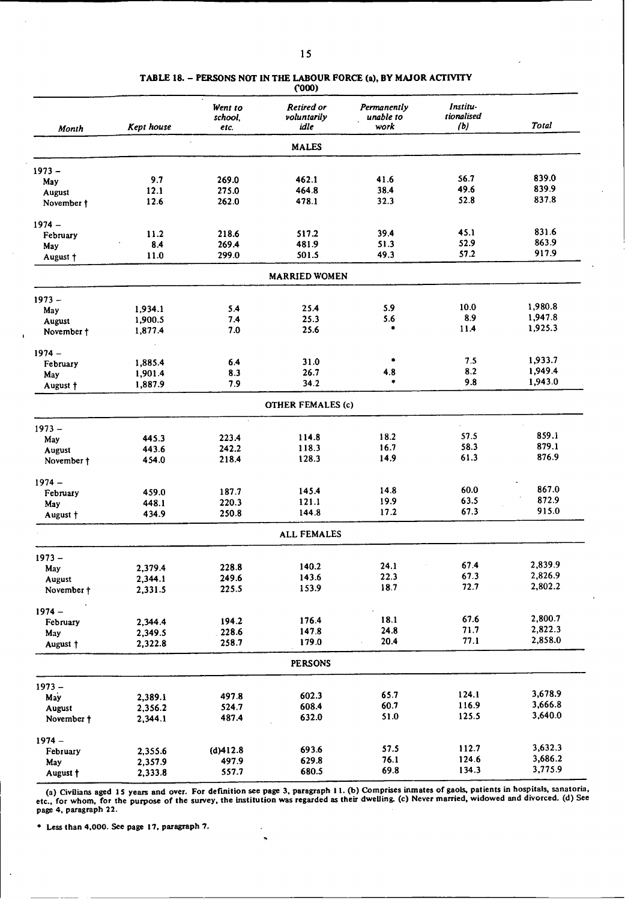# TABLE 18. – PERSONS NOT IN THE LABOUR FORCE (a), BY MAJOR ACTIVITY

('000)

| Month | Kept house | Went to school, etc. | Retired or voluntarily idle | Permanently unable to work | Institutionalised (b) | Total |
|---|---|---|---|---|---|---|
| **MALES** | | | | | | |
| 1973 – | | | | | | |
| May | 9.7 | 269.0 | 462.1 | 41.6 | 56.7 | 839.0 |
| August | 12.1 | 275.0 | 464.8 | 38.4 | 49.6 | 839.9 |
| November † | 12.6 | 262.0 | 478.1 | 32.3 | 52.8 | 837.8 |
| 1974 – | | | | | | |
| February | 11.2 | 218.6 | 517.2 | 39.4 | 45.1 | 831.6 |
| May | 8.4 | 269.4 | 481.9 | 51.3 | 52.9 | 863.9 |
| August † | 11.0 | 299.0 | 501.5 | 49.3 | 57.2 | 917.9 |
| **MARRIED WOMEN** | | | | | | |
| 1973 – | | | | | | |
| May | 1,934.1 | 5.4 | 25.4 | 5.9 | 10.0 | 1,980.8 |
| August | 1,900.5 | 7.4 | 25.3 | 5.6 | 8.9 | 1,947.8 |
| November † | 1,877.4 | 7.0 | 25.6 | * | 11.4 | 1,925.3 |
| 1974 – | | | | | | |
| February | 1,885.4 | 6.4 | 31.0 | * | 7.5 | 1,933.7 |
| May | 1,901.4 | 8.3 | 26.7 | 4.8 | 8.2 | 1,949.4 |
| August † | 1,887.9 | 7.9 | 34.2 | * | 9.8 | 1,943.0 |
| **OTHER FEMALES (c)** | | | | | | |
| 1973 – | | | | | | |
| May | 445.3 | 223.4 | 114.8 | 18.2 | 57.5 | 859.1 |
| August | 443.6 | 242.2 | 118.3 | 16.7 | 58.3 | 879.1 |
| November † | 454.0 | 218.4 | 128.3 | 14.9 | 61.3 | 876.9 |
| 1974 – | | | | | | |
| February | 459.0 | 187.7 | 145.4 | 14.8 | 60.0 | 867.0 |
| May | 448.1 | 220.3 | 121.1 | 19.9 | 63.5 | 872.9 |
| August † | 434.9 | 250.8 | 144.8 | 17.2 | 67.3 | 915.0 |
| **ALL FEMALES** | | | | | | |
| 1973 – | | | | | | |
| May | 2,379.4 | 228.8 | 140.2 | 24.1 | 67.4 | 2,839.9 |
| August | 2,344.1 | 249.6 | 143.6 | 22.3 | 67.3 | 2,826.9 |
| November † | 2,331.5 | 225.5 | 153.9 | 18.7 | 72.7 | 2,802.2 |
| 1974 – | | | | | | |
| February | 2,344.4 | 194.2 | 176.4 | 18.1 | 67.6 | 2,800.7 |
| May | 2,349.5 | 228.6 | 147.8 | 24.8 | 71.7 | 2,822.3 |
| August † | 2,322.8 | 258.7 | 179.0 | 20.4 | 77.1 | 2,858.0 |
| **PERSONS** | | | | | | |
| 1973 – | | | | | | |
| May | 2,389.1 | 497.8 | 602.3 | 65.7 | 124.1 | 3,678.9 |
| August | 2,356.2 | 524.7 | 608.4 | 60.7 | 116.9 | 3,666.8 |
| November † | 2,344.1 | 487.4 | 632.0 | 51.0 | 125.5 | 3,640.0 |
| 1974 – | | | | | | |
| February | 2,355.6 | (d)412.8 | 693.6 | 57.5 | 112.7 | 3,632.3 |
| May | 2,357.9 | 497.9 | 629.8 | 76.1 | 124.6 | 3,686.2 |
| August † | 2,333.8 | 557.7 | 680.5 | 69.8 | 134.3 | 3,775.9 |

(a) Civilians aged 15 years and over. For definition see page 3, paragraph 11. (b) Comprises inmates of gaols, patients in hospitals, sanatoria, etc., for whom, for the purpose of the survey, the institution was regarded as their dwelling. (c) Never married, widowed and divorced. (d) See page 4, paragraph 22.

* Less than 4,000. See page 17, paragraph 7.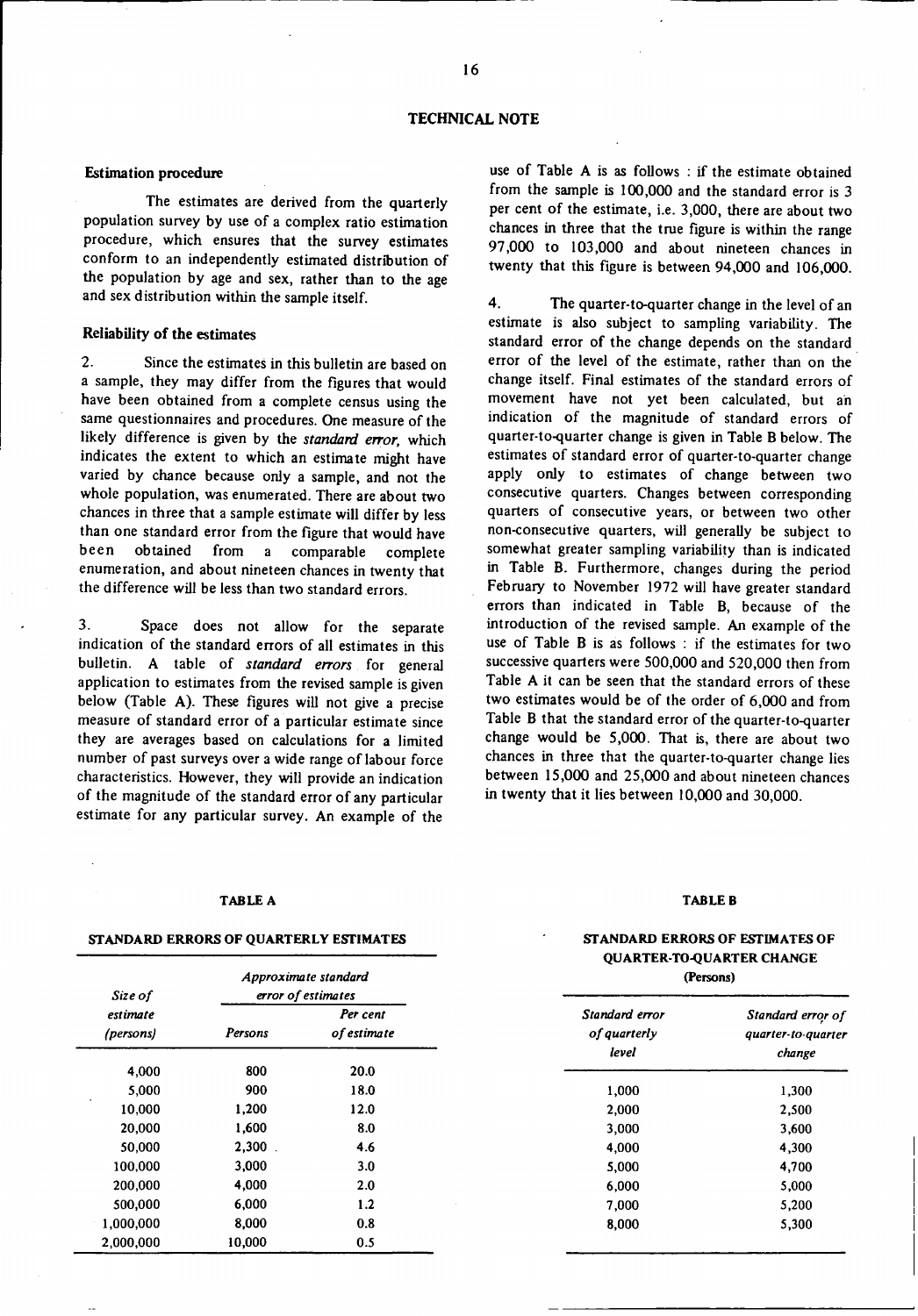# TECHNICAL NOTE

### Estimation procedure

The estimates are derived from the quarterly population survey by use of a complex ratio estimation procedure, which ensures that the survey estimates conform to an independently estimated distribution of the population by age and sex, rather than to the age and sex distribution within the sample itself.

### Reliability of the estimates

2. Since the estimates in this bulletin are based on a sample, they may differ from the figures that would have been obtained from a complete census using the same questionnaires and procedures. One measure of the likely difference is given by the *standard error*, which indicates the extent to which an estimate might have varied by chance because only a sample, and not the whole population, was enumerated. There are about two chances in three that a sample estimate will differ by less than one standard error from the figure that would have been obtained from a comparable complete enumeration, and about nineteen chances in twenty that the difference will be less than two standard errors.

3. Space does not allow for the separate indication of the standard errors of all estimates in this bulletin. A table of *standard errors* for general application to estimates from the revised sample is given below (Table A). These figures will not give a precise measure of standard error of a particular estimate since they are averages based on calculations for a limited number of past surveys over a wide range of labour force characteristics. However, they will provide an indication of the magnitude of the standard error of any particular estimate for any particular survey. An example of the use of Table A is as follows : if the estimate obtained from the sample is 100,000 and the standard error is 3 per cent of the estimate, i.e. 3,000, there are about two chances in three that the true figure is within the range 97,000 to 103,000 and about nineteen chances in twenty that this figure is between 94,000 and 106,000.

4. The quarter-to-quarter change in the level of an estimate is also subject to sampling variability. The standard error of the change depends on the standard error of the level of the estimate, rather than on the change itself. Final estimates of the standard errors of movement have not yet been calculated, but an indication of the magnitude of standard errors of quarter-to-quarter change is given in Table B below. The estimates of standard error of quarter-to-quarter change apply only to estimates of change between two consecutive quarters. Changes between corresponding quarters of consecutive years, or between two other non-consecutive quarters, will generally be subject to somewhat greater sampling variability than is indicated in Table B. Furthermore, changes during the period February to November 1972 will have greater standard errors than indicated in Table B, because of the introduction of the revised sample. An example of the use of Table B is as follows : if the estimates for two successive quarters were 500,000 and 520,000 then from Table A it can be seen that the standard errors of these two estimates would be of the order of 6,000 and from Table B that the standard error of the quarter-to-quarter change would be 5,000. That is, there are about two chances in three that the quarter-to-quarter change lies between 15,000 and 25,000 and about nineteen chances in twenty that it lies between 10,000 and 30,000.

**TABLE A**

**STANDARD ERRORS OF QUARTERLY ESTIMATES**

| Size of estimate (persons) | Approximate standard error of estimates | |
|---|---|---|
| | Persons | Per cent of estimate |
| 4,000 | 800 | 20.0 |
| 5,000 | 900 | 18.0 |
| 10,000 | 1,200 | 12.0 |
| 20,000 | 1,600 | 8.0 |
| 50,000 | 2,300 | 4.6 |
| 100,000 | 3,000 | 3.0 |
| 200,000 | 4,000 | 2.0 |
| 500,000 | 6,000 | 1.2 |
| 1,000,000 | 8,000 | 0.8 |
| 2,000,000 | 10,000 | 0.5 |

**TABLE B**

**STANDARD ERRORS OF ESTIMATES OF QUARTER-TO-QUARTER CHANGE**

**(Persons)**

| Standard error of quarterly level | Standard error of quarter-to-quarter change |
|---|---|
| 1,000 | 1,300 |
| 2,000 | 2,500 |
| 3,000 | 3,600 |
| 4,000 | 4,300 |
| 5,000 | 4,700 |
| 6,000 | 5,000 |
| 7,000 | 5,200 |
| 8,000 | 5,300 |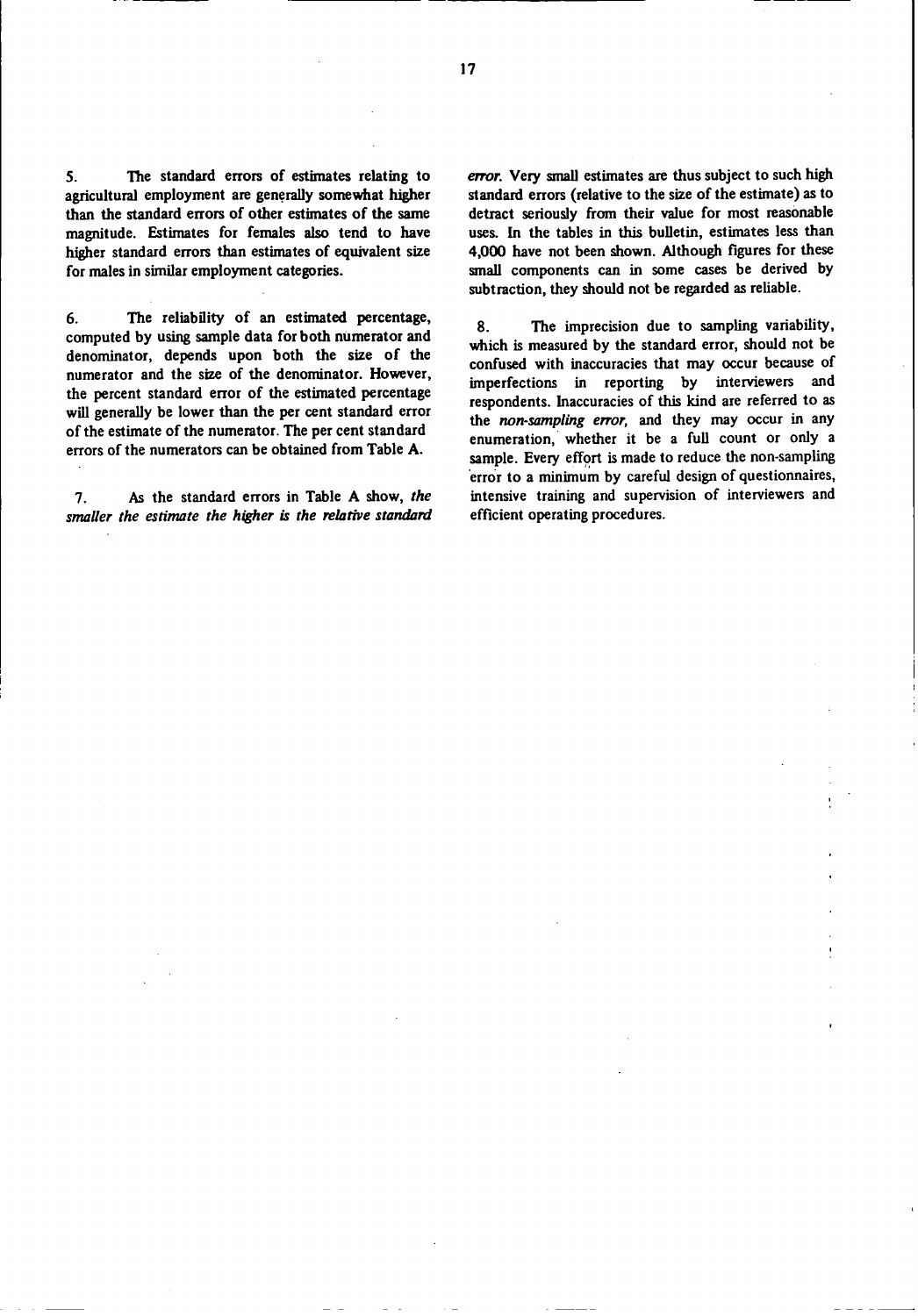5. The standard errors of estimates relating to agricultural employment are generally somewhat higher than the standard errors of other estimates of the same magnitude. Estimates for females also tend to have higher standard errors than estimates of equivalent size for males in similar employment categories.

6. The reliability of an estimated percentage, computed by using sample data for both numerator and denominator, depends upon both the size of the numerator and the size of the denominator. However, the percent standard error of the estimated percentage will generally be lower than the per cent standard error of the estimate of the numerator. The per cent standard errors of the numerators can be obtained from Table A.

7. As the standard errors in Table A show, *the smaller the estimate the higher is the relative standard error.* Very small estimates are thus subject to such high standard errors (relative to the size of the estimate) as to detract seriously from their value for most reasonable uses. In the tables in this bulletin, estimates less than 4,000 have not been shown. Although figures for these small components can in some cases be derived by subtraction, they should not be regarded as reliable.

8. The imprecision due to sampling variability, which is measured by the standard error, should not be confused with inaccuracies that may occur because of imperfections in reporting by interviewers and respondents. Inaccuracies of this kind are referred to as the *non-sampling error,* and they may occur in any enumeration, whether it be a full count or only a sample. Every effort is made to reduce the non-sampling error to a minimum by careful design of questionnaires, intensive training and supervision of interviewers and efficient operating procedures.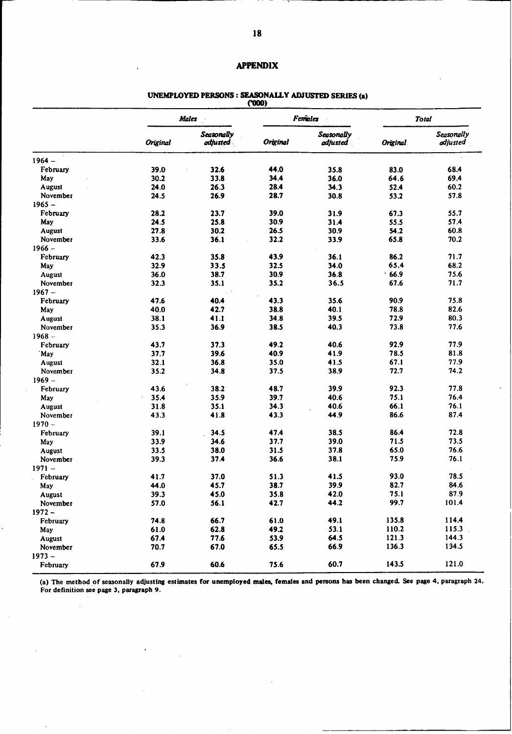# APPENDIX

## UNEMPLOYED PERSONS : SEASONALLY ADJUSTED SERIES (a)

('000)

| | *Males* | | *Females* | | *Total* | |
|---|---|---|---|---|---|---|
| | *Original* | *Seasonally adjusted* | *Original* | *Seasonally adjusted* | *Original* | *Seasonally adjusted* |
| 1964 – | | | | | | |
| February | 39.0 | 32.6 | 44.0 | 35.8 | 83.0 | 68.4 |
| May | 30.2 | 33.8 | 34.4 | 36.0 | 64.6 | 69.4 |
| August | 24.0 | 26.3 | 28.4 | 34.3 | 52.4 | 60.2 |
| November | 24.5 | 26.9 | 28.7 | 30.8 | 53.2 | 57.8 |
| 1965 – | | | | | | |
| February | 28.2 | 23.7 | 39.0 | 31.9 | 67.3 | 55.7 |
| May | 24.5 | 25.8 | 30.9 | 31.4 | 55.5 | 57.4 |
| August | 27.8 | 30.2 | 26.5 | 30.9 | 54.2 | 60.8 |
| November | 33.6 | 36.1 | 32.2 | 33.9 | 65.8 | 70.2 |
| 1966 – | | | | | | |
| February | 42.3 | 35.8 | 43.9 | 36.1 | 86.2 | 71.7 |
| May | 32.9 | 33.5 | 32.5 | 34.0 | 65.4 | 68.2 |
| August | 36.0 | 38.7 | 30.9 | 36.8 | 66.9 | 75.6 |
| November | 32.3 | 35.1 | 35.2 | 36.5 | 67.6 | 71.7 |
| 1967 – | | | | | | |
| February | 47.6 | 40.4 | 43.3 | 35.6 | 90.9 | 75.8 |
| May | 40.0 | 42.7 | 38.8 | 40.1 | 78.8 | 82.6 |
| August | 38.1 | 41.1 | 34.8 | 39.5 | 72.9 | 80.3 |
| November | 35.3 | 36.9 | 38.5 | 40.3 | 73.8 | 77.6 |
| 1968 – | | | | | | |
| February | 43.7 | 37.3 | 49.2 | 40.6 | 92.9 | 77.9 |
| May | 37.7 | 39.6 | 40.9 | 41.9 | 78.5 | 81.8 |
| August | 32.1 | 36.8 | 35.0 | 41.5 | 67.1 | 77.9 |
| November | 35.2 | 34.8 | 37.5 | 38.9 | 72.7 | 74.2 |
| 1969 – | | | | | | |
| February | 43.6 | 38.2 | 48.7 | 39.9 | 92.3 | 77.8 |
| May | 35.4 | 35.9 | 39.7 | 40.6 | 75.1 | 76.4 |
| August | 31.8 | 35.1 | 34.3 | 40.6 | 66.1 | 76.1 |
| November | 43.3 | 41.8 | 43.3 | 44.9 | 86.6 | 87.4 |
| 1970 – | | | | | | |
| February | 39.1 | 34.5 | 47.4 | 38.5 | 86.4 | 72.8 |
| May | 33.9 | 34.6 | 37.7 | 39.0 | 71.5 | 73.5 |
| August | 33.5 | 38.0 | 31.5 | 37.8 | 65.0 | 76.6 |
| November | 39.3 | 37.4 | 36.6 | 38.1 | 75.9 | 76.1 |
| 1971 – | | | | | | |
| February | 41.7 | 37.0 | 51.3 | 41.5 | 93.0 | 78.5 |
| May | 44.0 | 45.7 | 38.7 | 39.9 | 82.7 | 84.6 |
| August | 39.3 | 45.0 | 35.8 | 42.0 | 75.1 | 87.9 |
| November | 57.0 | 56.1 | 42.7 | 44.2 | 99.7 | 101.4 |
| 1972 – | | | | | | |
| February | 74.8 | 66.7 | 61.0 | 49.1 | 135.8 | 114.4 |
| May | 61.0 | 62.8 | 49.2 | 53.1 | 110.2 | 115.3 |
| August | 67.4 | 77.6 | 53.9 | 64.5 | 121.3 | 144.3 |
| November | 70.7 | 67.0 | 65.5 | 66.9 | 136.3 | 134.5 |
| 1973 – | | | | | | |
| February | 67.9 | 60.6 | 75.6 | 60.7 | 143.5 | 121.0 |

(a) The method of seasonally adjusting estimates for unemployed males, females and persons has been changed. See page 4, paragraph 24. For definition see page 3, paragraph 9.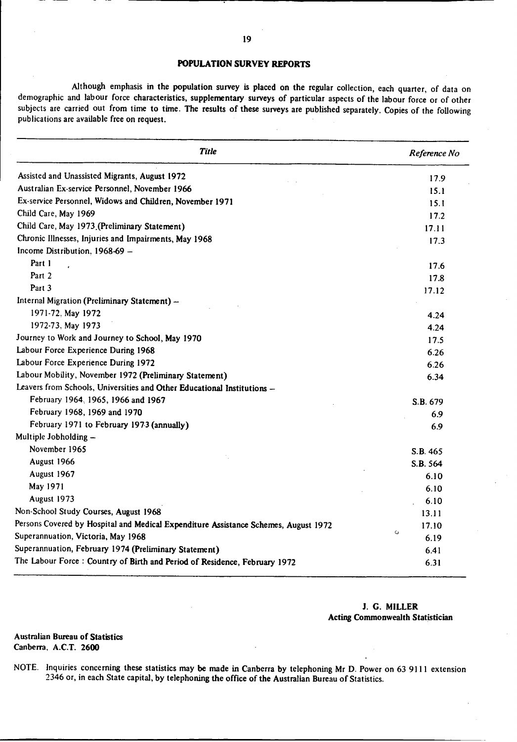## POPULATION SURVEY REPORTS

Although emphasis in the population survey is placed on the regular collection, each quarter, of data on demographic and labour force characteristics, supplementary surveys of particular aspects of the labour force or of other subjects are carried out from time to time. The results of these surveys are published separately. Copies of the following publications are available free on request.

| *Title* | *Reference No* |
|---|---|
| Assisted and Unassisted Migrants, August 1972 | 17.9 |
| Australian Ex-service Personnel, November 1966 | 15.1 |
| Ex-service Personnel, Widows and Children, November 1971 | 15.1 |
| Child Care, May 1969 | 17.2 |
| Child Care, May 1973 (Preliminary Statement) | 17.11 |
| Chronic Illnesses, Injuries and Impairments, May 1968 | 17.3 |
| Income Distribution, 1968-69 – | |
| Part 1 | 17.6 |
| Part 2 | 17.8 |
| Part 3 | 17.12 |
| Internal Migration (Preliminary Statement) – | |
| 1971-72, May 1972 | 4.24 |
| 1972-73, May 1973 | 4.24 |
| Journey to Work and Journey to School, May 1970 | 17.5 |
| Labour Force Experience During 1968 | 6.26 |
| Labour Force Experience During 1972 | 6.26 |
| Labour Mobility, November 1972 (Preliminary Statement) | 6.34 |
| Leavers from Schools, Universities and Other Educational Institutions – | |
| February 1964, 1965, 1966 and 1967 | S.B. 679 |
| February 1968, 1969 and 1970 | 6.9 |
| February 1971 to February 1973 (annually) | 6.9 |
| Multiple Jobholding – | |
| November 1965 | S.B. 465 |
| August 1966 | S.B. 564 |
| August 1967 | 6.10 |
| May 1971 | 6.10 |
| August 1973 | 6.10 |
| Non-School Study Courses, August 1968 | 13.11 |
| Persons Covered by Hospital and Medical Expenditure Assistance Schemes, August 1972 | 17.10 |
| Superannuation, Victoria, May 1968 | 6.19 |
| Superannuation, February 1974 (Preliminary Statement) | 6.41 |
| The Labour Force : Country of Birth and Period of Residence, February 1972 | 6.31 |

**J. G. MILLER**
**Acting Commonwealth Statistician**

**Australian Bureau of Statistics**
**Canberra, A.C.T. 2600**

NOTE. Inquiries concerning these statistics may be made in Canberra by telephoning Mr D. Power on 63 9111 extension 2346 or, in each State capital, by telephoning the office of the Australian Bureau of Statistics.